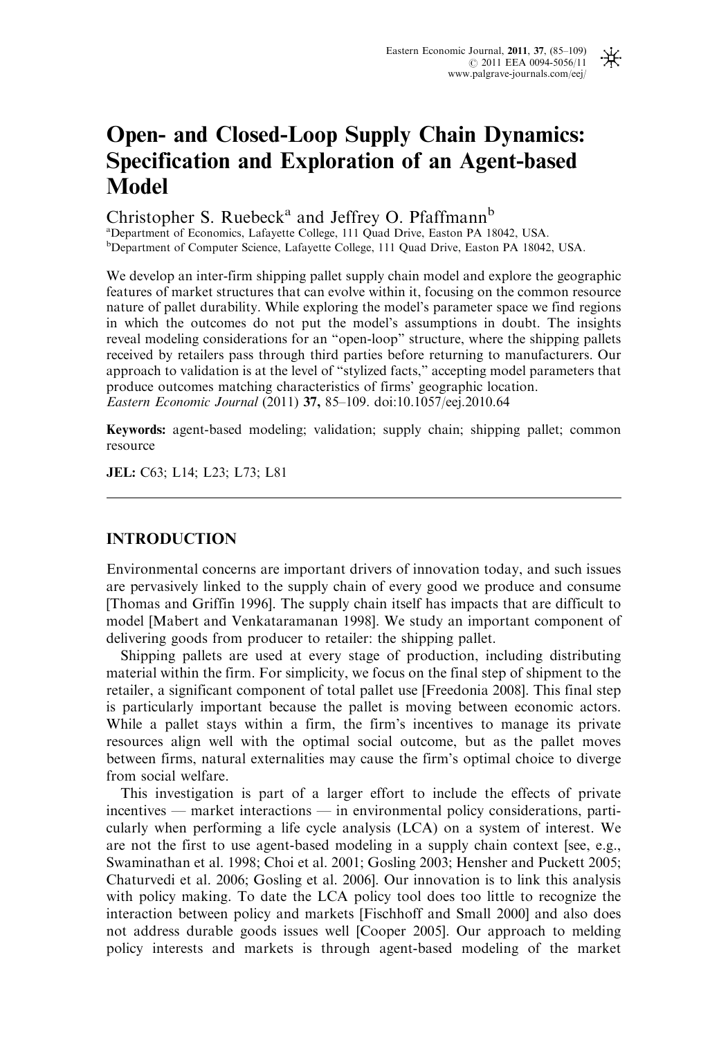# Open- and Closed-Loop Supply Chain Dynamics: Specification and Exploration of an Agent-based Model

Christopher S. Ruebeck[a] and Jeffrey O. Pfaffmann[b]

[a]Department of Economics, Lafayette College, 111 Quad Drive, Easton PA 18042, USA.
[b]Department of Computer Science, Lafayette College, 111 Quad Drive, Easton PA 18042, USA.

We develop an inter-firm shipping pallet supply chain model and explore the geographic features of market structures that can evolve within it, focusing on the common resource nature of pallet durability. While exploring the model's parameter space we find regions in which the outcomes do not put the model's assumptions in doubt. The insights reveal modeling considerations for an "open-loop" structure, where the shipping pallets received by retailers pass through third parties before returning to manufacturers. Our approach to validation is at the level of "stylized facts," accepting model parameters that produce outcomes matching characteristics of firms' geographic location.
*Eastern Economic Journal* (2011) **37,** 85–109. doi:10.1057/eej.2010.64

**Keywords:** agent-based modeling; validation; supply chain; shipping pallet; common resource

**JEL:** C63; L14; L23; L73; L81

## INTRODUCTION

Environmental concerns are important drivers of innovation today, and such issues are pervasively linked to the supply chain of every good we produce and consume [Thomas and Griffin 1996]. The supply chain itself has impacts that are difficult to model [Mabert and Venkataramanan 1998]. We study an important component of delivering goods from producer to retailer: the shipping pallet.

Shipping pallets are used at every stage of production, including distributing material within the firm. For simplicity, we focus on the final step of shipment to the retailer, a significant component of total pallet use [Freedonia 2008]. This final step is particularly important because the pallet is moving between economic actors. While a pallet stays within a firm, the firm's incentives to manage its private resources align well with the optimal social outcome, but as the pallet moves between firms, natural externalities may cause the firm's optimal choice to diverge from social welfare.

This investigation is part of a larger effort to include the effects of private incentives — market interactions — in environmental policy considerations, particularly when performing a life cycle analysis (LCA) on a system of interest. We are not the first to use agent-based modeling in a supply chain context [see, e.g., Swaminathan et al. 1998; Choi et al. 2001; Gosling 2003; Hensher and Puckett 2005; Chaturvedi et al. 2006; Gosling et al. 2006]. Our innovation is to link this analysis with policy making. To date the LCA policy tool does too little to recognize the interaction between policy and markets [Fischhoff and Small 2000] and also does not address durable goods issues well [Cooper 2005]. Our approach to melding policy interests and markets is through agent-based modeling of the market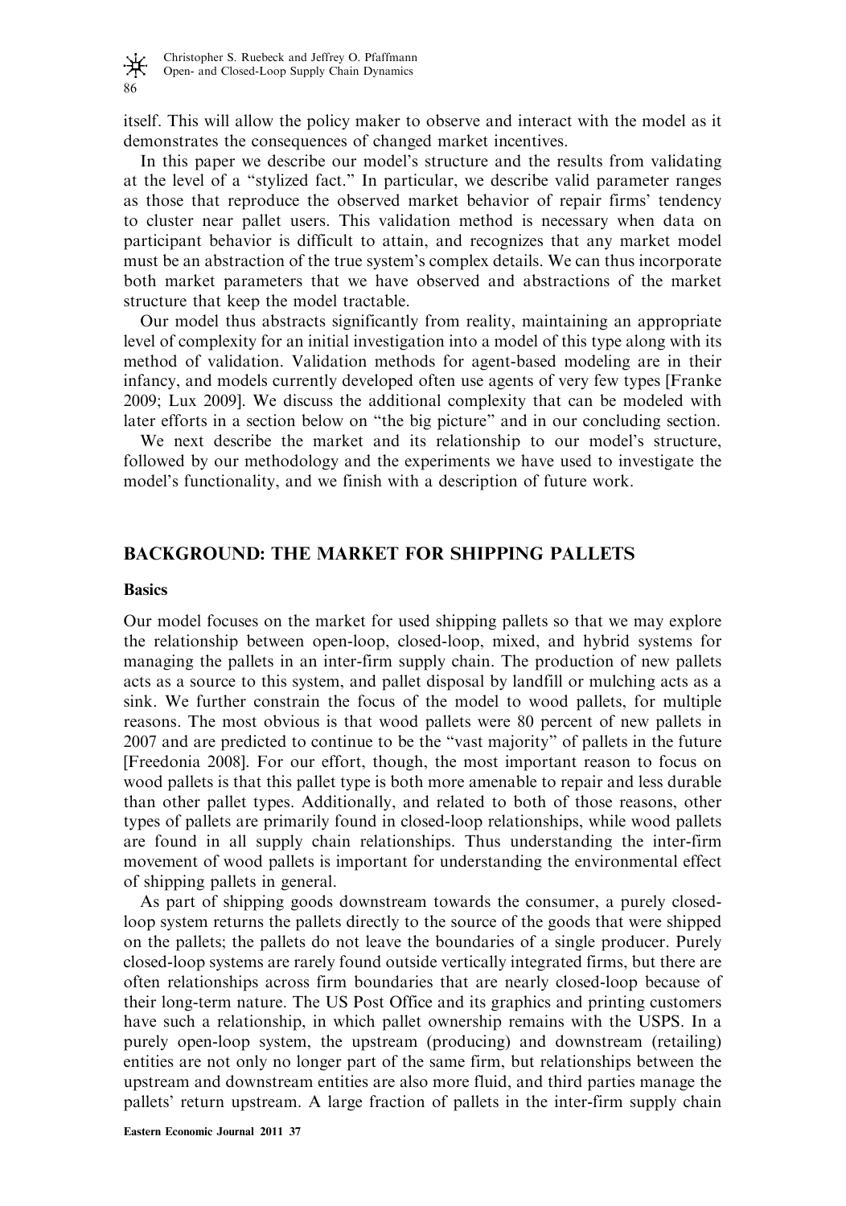itself. This will allow the policy maker to observe and interact with the model as it demonstrates the consequences of changed market incentives.

In this paper we describe our model's structure and the results from validating at the level of a "stylized fact." In particular, we describe valid parameter ranges as those that reproduce the observed market behavior of repair firms' tendency to cluster near pallet users. This validation method is necessary when data on participant behavior is difficult to attain, and recognizes that any market model must be an abstraction of the true system's complex details. We can thus incorporate both market parameters that we have observed and abstractions of the market structure that keep the model tractable.

Our model thus abstracts significantly from reality, maintaining an appropriate level of complexity for an initial investigation into a model of this type along with its method of validation. Validation methods for agent-based modeling are in their infancy, and models currently developed often use agents of very few types [Franke 2009; Lux 2009]. We discuss the additional complexity that can be modeled with later efforts in a section below on "the big picture" and in our concluding section.

We next describe the market and its relationship to our model's structure, followed by our methodology and the experiments we have used to investigate the model's functionality, and we finish with a description of future work.

## BACKGROUND: THE MARKET FOR SHIPPING PALLETS

### Basics

Our model focuses on the market for used shipping pallets so that we may explore the relationship between open-loop, closed-loop, mixed, and hybrid systems for managing the pallets in an inter-firm supply chain. The production of new pallets acts as a source to this system, and pallet disposal by landfill or mulching acts as a sink. We further constrain the focus of the model to wood pallets, for multiple reasons. The most obvious is that wood pallets were 80 percent of new pallets in 2007 and are predicted to continue to be the "vast majority" of pallets in the future [Freedonia 2008]. For our effort, though, the most important reason to focus on wood pallets is that this pallet type is both more amenable to repair and less durable than other pallet types. Additionally, and related to both of those reasons, other types of pallets are primarily found in closed-loop relationships, while wood pallets are found in all supply chain relationships. Thus understanding the inter-firm movement of wood pallets is important for understanding the environmental effect of shipping pallets in general.

As part of shipping goods downstream towards the consumer, a purely closed-loop system returns the pallets directly to the source of the goods that were shipped on the pallets; the pallets do not leave the boundaries of a single producer. Purely closed-loop systems are rarely found outside vertically integrated firms, but there are often relationships across firm boundaries that are nearly closed-loop because of their long-term nature. The US Post Office and its graphics and printing customers have such a relationship, in which pallet ownership remains with the USPS. In a purely open-loop system, the upstream (producing) and downstream (retailing) entities are not only no longer part of the same firm, but relationships between the upstream and downstream entities are also more fluid, and third parties manage the pallets' return upstream. A large fraction of pallets in the inter-firm supply chain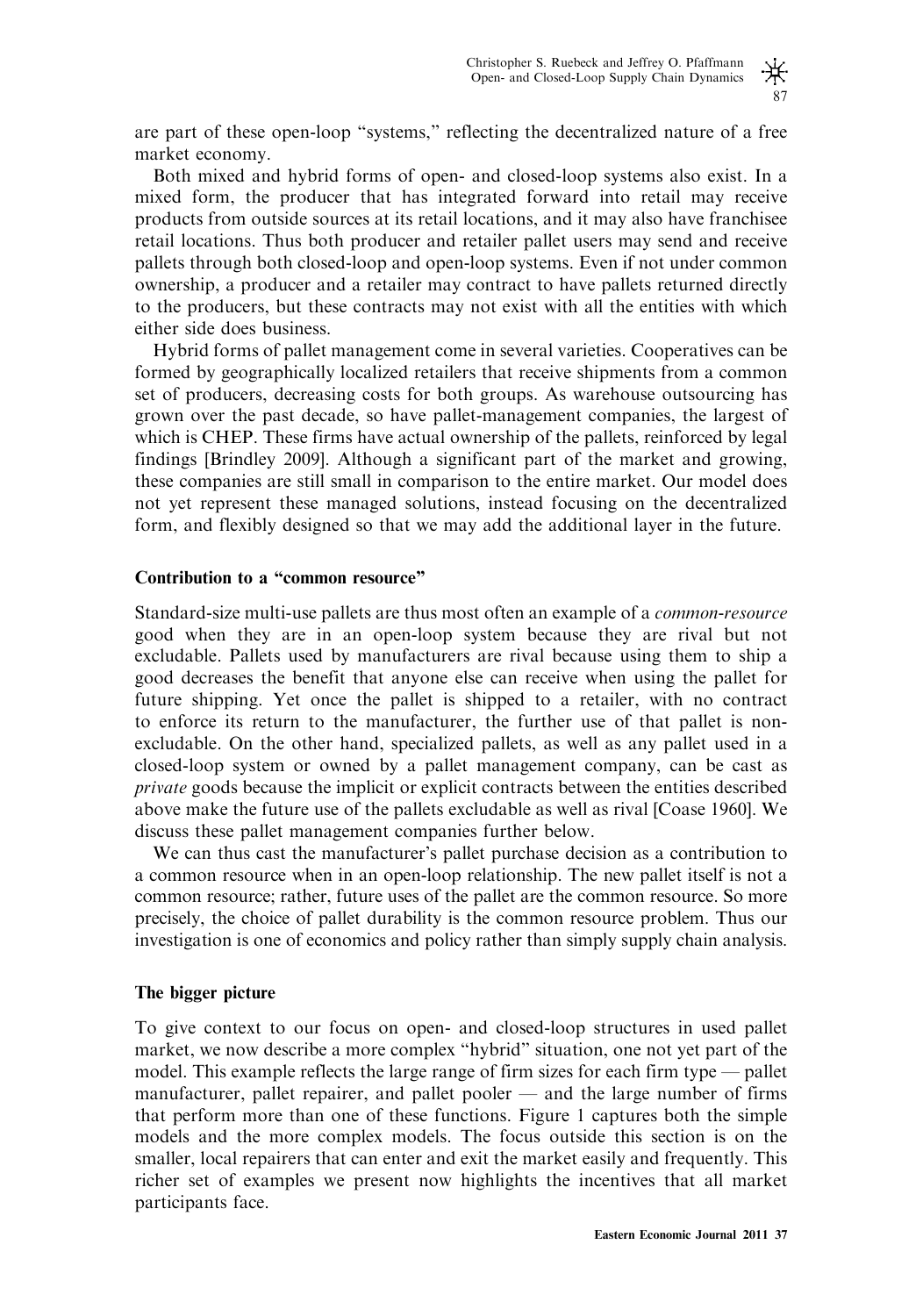are part of these open-loop "systems," reflecting the decentralized nature of a free market economy.

Both mixed and hybrid forms of open- and closed-loop systems also exist. In a mixed form, the producer that has integrated forward into retail may receive products from outside sources at its retail locations, and it may also have franchisee retail locations. Thus both producer and retailer pallet users may send and receive pallets through both closed-loop and open-loop systems. Even if not under common ownership, a producer and a retailer may contract to have pallets returned directly to the producers, but these contracts may not exist with all the entities with which either side does business.

Hybrid forms of pallet management come in several varieties. Cooperatives can be formed by geographically localized retailers that receive shipments from a common set of producers, decreasing costs for both groups. As warehouse outsourcing has grown over the past decade, so have pallet-management companies, the largest of which is CHEP. These firms have actual ownership of the pallets, reinforced by legal findings [Brindley 2009]. Although a significant part of the market and growing, these companies are still small in comparison to the entire market. Our model does not yet represent these managed solutions, instead focusing on the decentralized form, and flexibly designed so that we may add the additional layer in the future.

## Contribution to a "common resource"

Standard-size multi-use pallets are thus most often an example of a *common-resource* good when they are in an open-loop system because they are rival but not excludable. Pallets used by manufacturers are rival because using them to ship a good decreases the benefit that anyone else can receive when using the pallet for future shipping. Yet once the pallet is shipped to a retailer, with no contract to enforce its return to the manufacturer, the further use of that pallet is non-excludable. On the other hand, specialized pallets, as well as any pallet used in a closed-loop system or owned by a pallet management company, can be cast as *private* goods because the implicit or explicit contracts between the entities described above make the future use of the pallets excludable as well as rival [Coase 1960]. We discuss these pallet management companies further below.

We can thus cast the manufacturer's pallet purchase decision as a contribution to a common resource when in an open-loop relationship. The new pallet itself is not a common resource; rather, future uses of the pallet are the common resource. So more precisely, the choice of pallet durability is the common resource problem. Thus our investigation is one of economics and policy rather than simply supply chain analysis.

## The bigger picture

To give context to our focus on open- and closed-loop structures in used pallet market, we now describe a more complex "hybrid" situation, one not yet part of the model. This example reflects the large range of firm sizes for each firm type — pallet manufacturer, pallet repairer, and pallet pooler — and the large number of firms that perform more than one of these functions. Figure 1 captures both the simple models and the more complex models. The focus outside this section is on the smaller, local repairers that can enter and exit the market easily and frequently. This richer set of examples we present now highlights the incentives that all market participants face.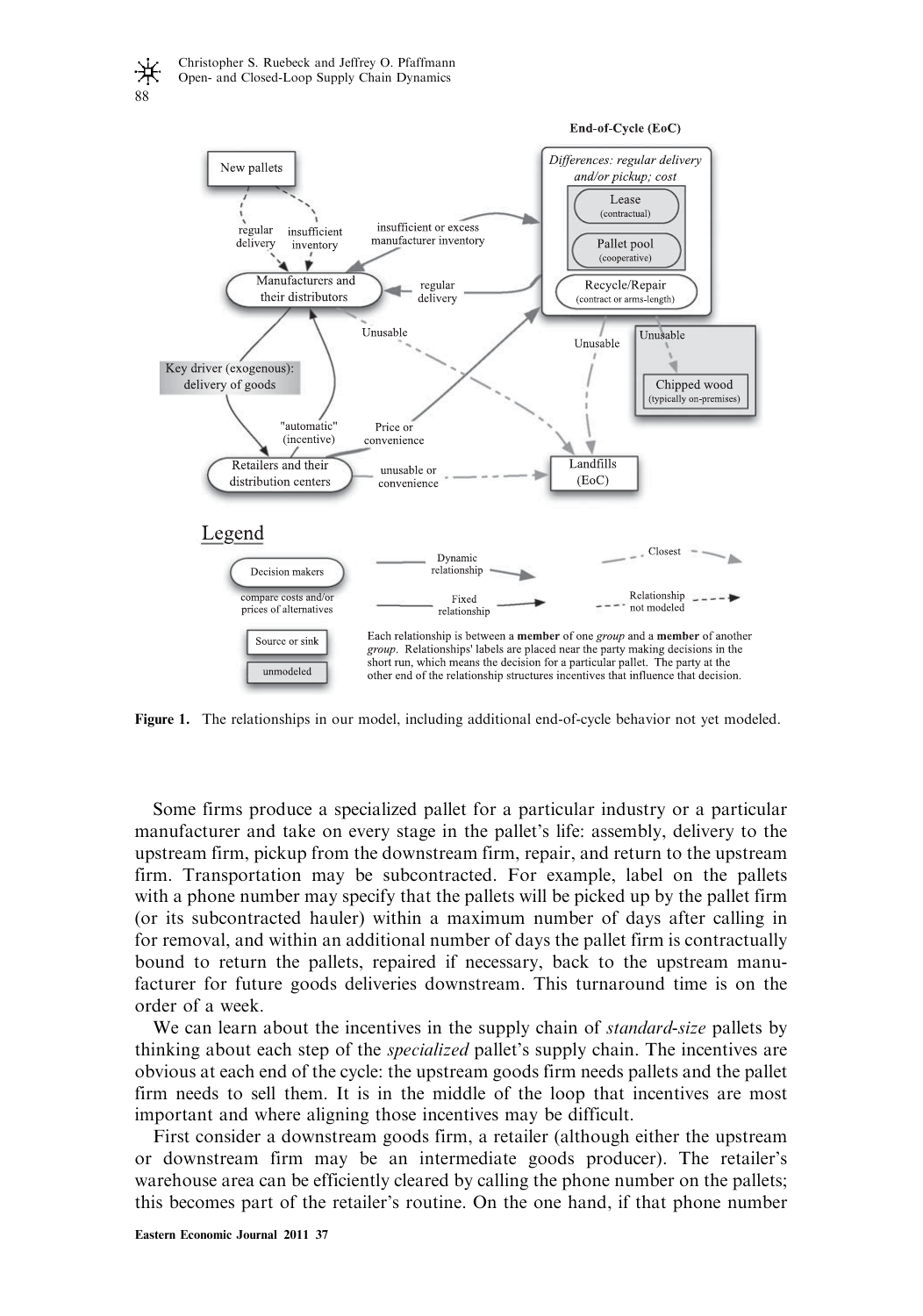Figure 1. The relationships in our model, including additional end-of-cycle behavior not yet modeled.

Some firms produce a specialized pallet for a particular industry or a particular manufacturer and take on every stage in the pallet's life: assembly, delivery to the upstream firm, pickup from the downstream firm, repair, and return to the upstream firm. Transportation may be subcontracted. For example, label on the pallets with a phone number may specify that the pallets will be picked up by the pallet firm (or its subcontracted hauler) within a maximum number of days after calling in for removal, and within an additional number of days the pallet firm is contractually bound to return the pallets, repaired if necessary, back to the upstream manufacturer for future goods deliveries downstream. This turnaround time is on the order of a week.

We can learn about the incentives in the supply chain of *standard-size* pallets by thinking about each step of the *specialized* pallet's supply chain. The incentives are obvious at each end of the cycle: the upstream goods firm needs pallets and the pallet firm needs to sell them. It is in the middle of the loop that incentives are most important and where aligning those incentives may be difficult.

First consider a downstream goods firm, a retailer (although either the upstream or downstream firm may be an intermediate goods producer). The retailer's warehouse area can be efficiently cleared by calling the phone number on the pallets; this becomes part of the retailer's routine. On the one hand, if that phone number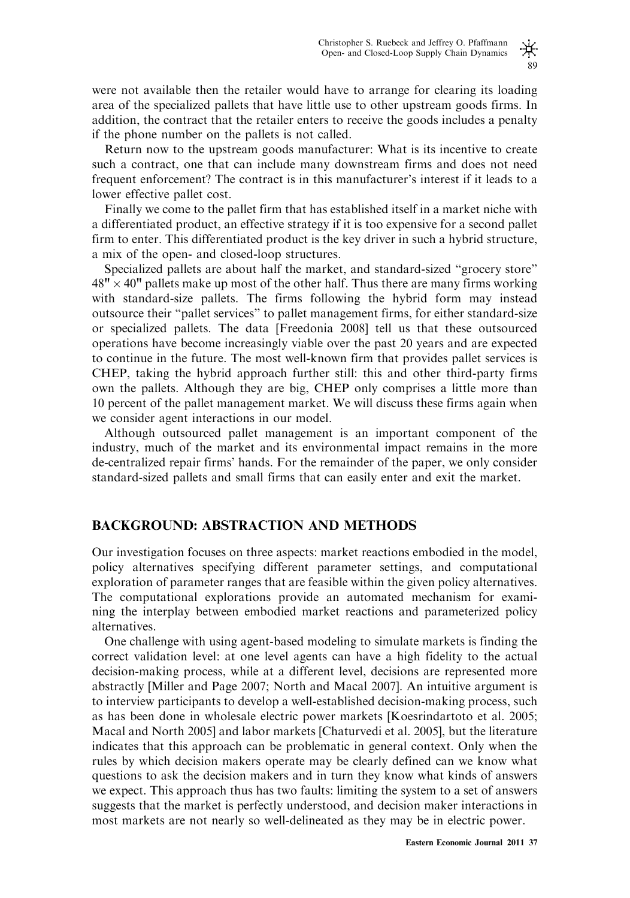were not available then the retailer would have to arrange for clearing its loading area of the specialized pallets that have little use to other upstream goods firms. In addition, the contract that the retailer enters to receive the goods includes a penalty if the phone number on the pallets is not called.

Return now to the upstream goods manufacturer: What is its incentive to create such a contract, one that can include many downstream firms and does not need frequent enforcement? The contract is in this manufacturer's interest if it leads to a lower effective pallet cost.

Finally we come to the pallet firm that has established itself in a market niche with a differentiated product, an effective strategy if it is too expensive for a second pallet firm to enter. This differentiated product is the key driver in such a hybrid structure, a mix of the open- and closed-loop structures.

Specialized pallets are about half the market, and standard-sized "grocery store" $48'' \times 40''$ pallets make up most of the other half. Thus there are many firms working with standard-size pallets. The firms following the hybrid form may instead outsource their "pallet services" to pallet management firms, for either standard-size or specialized pallets. The data [Freedonia 2008] tell us that these outsourced operations have become increasingly viable over the past 20 years and are expected to continue in the future. The most well-known firm that provides pallet services is CHEP, taking the hybrid approach further still: this and other third-party firms own the pallets. Although they are big, CHEP only comprises a little more than 10 percent of the pallet management market. We will discuss these firms again when we consider agent interactions in our model.

Although outsourced pallet management is an important component of the industry, much of the market and its environmental impact remains in the more de-centralized repair firms' hands. For the remainder of the paper, we only consider standard-sized pallets and small firms that can easily enter and exit the market.

## BACKGROUND: ABSTRACTION AND METHODS

Our investigation focuses on three aspects: market reactions embodied in the model, policy alternatives specifying different parameter settings, and computational exploration of parameter ranges that are feasible within the given policy alternatives. The computational explorations provide an automated mechanism for examining the interplay between embodied market reactions and parameterized policy alternatives.

One challenge with using agent-based modeling to simulate markets is finding the correct validation level: at one level agents can have a high fidelity to the actual decision-making process, while at a different level, decisions are represented more abstractly [Miller and Page 2007; North and Macal 2007]. An intuitive argument is to interview participants to develop a well-established decision-making process, such as has been done in wholesale electric power markets [Koesrindartoto et al. 2005; Macal and North 2005] and labor markets [Chaturvedi et al. 2005], but the literature indicates that this approach can be problematic in general context. Only when the rules by which decision makers operate may be clearly defined can we know what questions to ask the decision makers and in turn they know what kinds of answers we expect. This approach thus has two faults: limiting the system to a set of answers suggests that the market is perfectly understood, and decision maker interactions in most markets are not nearly so well-delineated as they may be in electric power.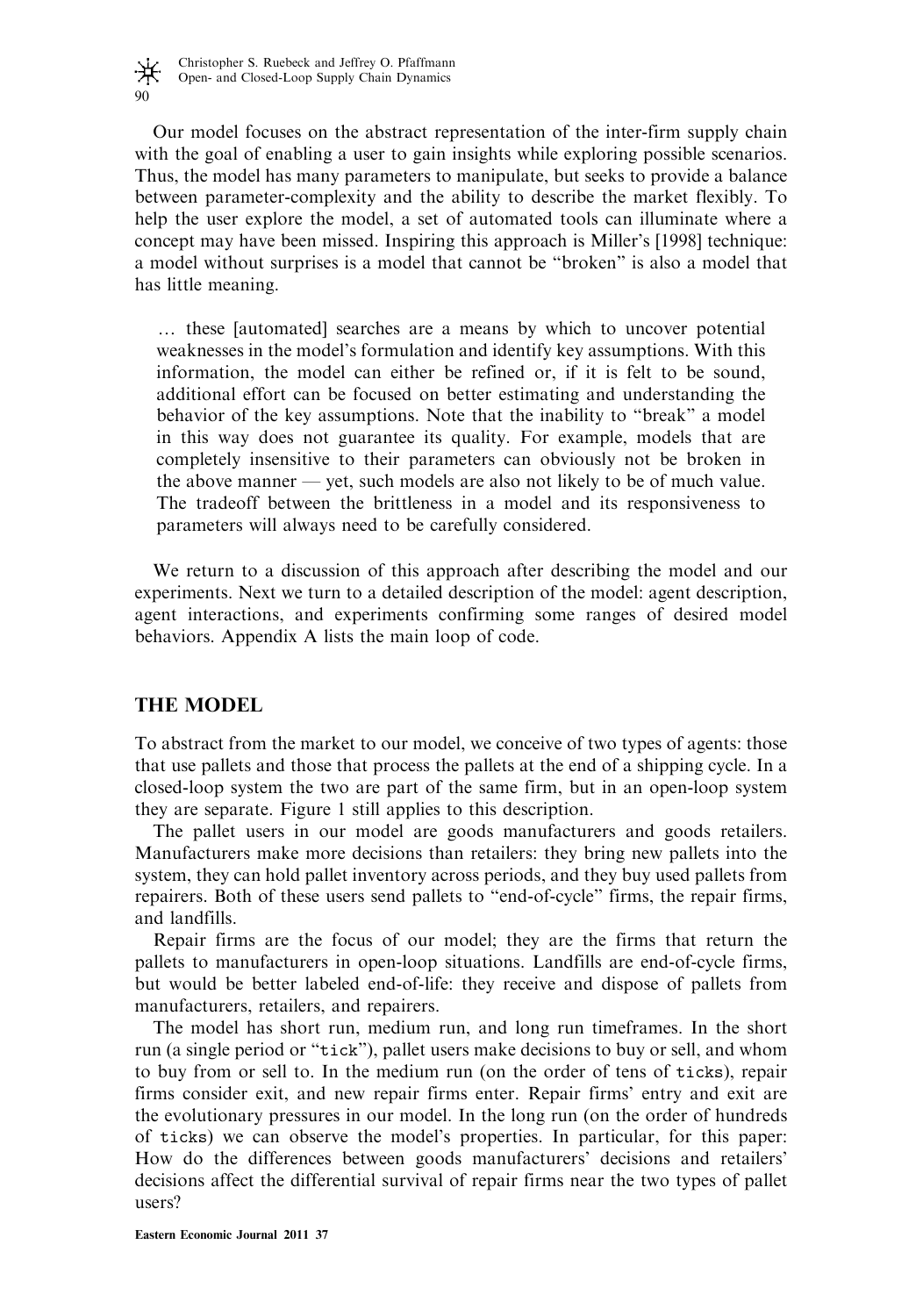Our model focuses on the abstract representation of the inter-firm supply chain with the goal of enabling a user to gain insights while exploring possible scenarios. Thus, the model has many parameters to manipulate, but seeks to provide a balance between parameter-complexity and the ability to describe the market flexibly. To help the user explore the model, a set of automated tools can illuminate where a concept may have been missed. Inspiring this approach is Miller's [1998] technique: a model without surprises is a model that cannot be "broken" is also a model that has little meaning.

> … these [automated] searches are a means by which to uncover potential weaknesses in the model's formulation and identify key assumptions. With this information, the model can either be refined or, if it is felt to be sound, additional effort can be focused on better estimating and understanding the behavior of the key assumptions. Note that the inability to "break" a model in this way does not guarantee its quality. For example, models that are completely insensitive to their parameters can obviously not be broken in the above manner — yet, such models are also not likely to be of much value. The tradeoff between the brittleness in a model and its responsiveness to parameters will always need to be carefully considered.

We return to a discussion of this approach after describing the model and our experiments. Next we turn to a detailed description of the model: agent description, agent interactions, and experiments confirming some ranges of desired model behaviors. Appendix A lists the main loop of code.

## THE MODEL

To abstract from the market to our model, we conceive of two types of agents: those that use pallets and those that process the pallets at the end of a shipping cycle. In a closed-loop system the two are part of the same firm, but in an open-loop system they are separate. Figure 1 still applies to this description.

The pallet users in our model are goods manufacturers and goods retailers. Manufacturers make more decisions than retailers: they bring new pallets into the system, they can hold pallet inventory across periods, and they buy used pallets from repairers. Both of these users send pallets to "end-of-cycle" firms, the repair firms, and landfills.

Repair firms are the focus of our model; they are the firms that return the pallets to manufacturers in open-loop situations. Landfills are end-of-cycle firms, but would be better labeled end-of-life: they receive and dispose of pallets from manufacturers, retailers, and repairers.

The model has short run, medium run, and long run timeframes. In the short run (a single period or "`tick`"), pallet users make decisions to buy or sell, and whom to buy from or sell to. In the medium run (on the order of tens of `ticks`), repair firms consider exit, and new repair firms enter. Repair firms' entry and exit are the evolutionary pressures in our model. In the long run (on the order of hundreds of `ticks`) we can observe the model's properties. In particular, for this paper: How do the differences between goods manufacturers' decisions and retailers' decisions affect the differential survival of repair firms near the two types of pallet users?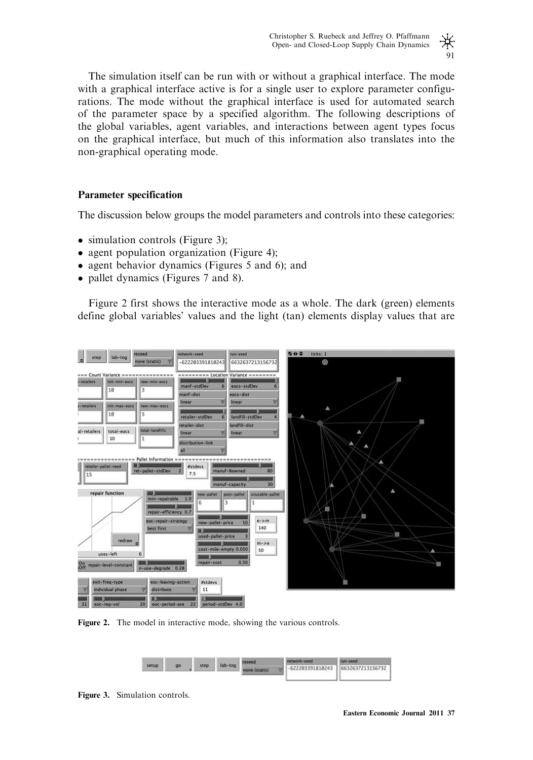The simulation itself can be run with or without a graphical interface. The mode with a graphical interface active is for a single user to explore parameter configurations. The mode without the graphical interface is used for automated search of the parameter space by a specified algorithm. The following descriptions of the global variables, agent variables, and interactions between agent types focus on the graphical interface, but much of this information also translates into the non-graphical operating mode.

### Parameter specification

The discussion below groups the model parameters and controls into these categories:

- simulation controls (Figure 3);
- agent population organization (Figure 4);
- agent behavior dynamics (Figures 5 and 6); and
- pallet dynamics (Figures 7 and 8).

Figure 2 first shows the interactive mode as a whole. The dark (green) elements define global variables' values and the light (tan) elements display values that are

**Figure 2.** The model in interactive mode, showing the various controls.

**Figure 3.** Simulation controls.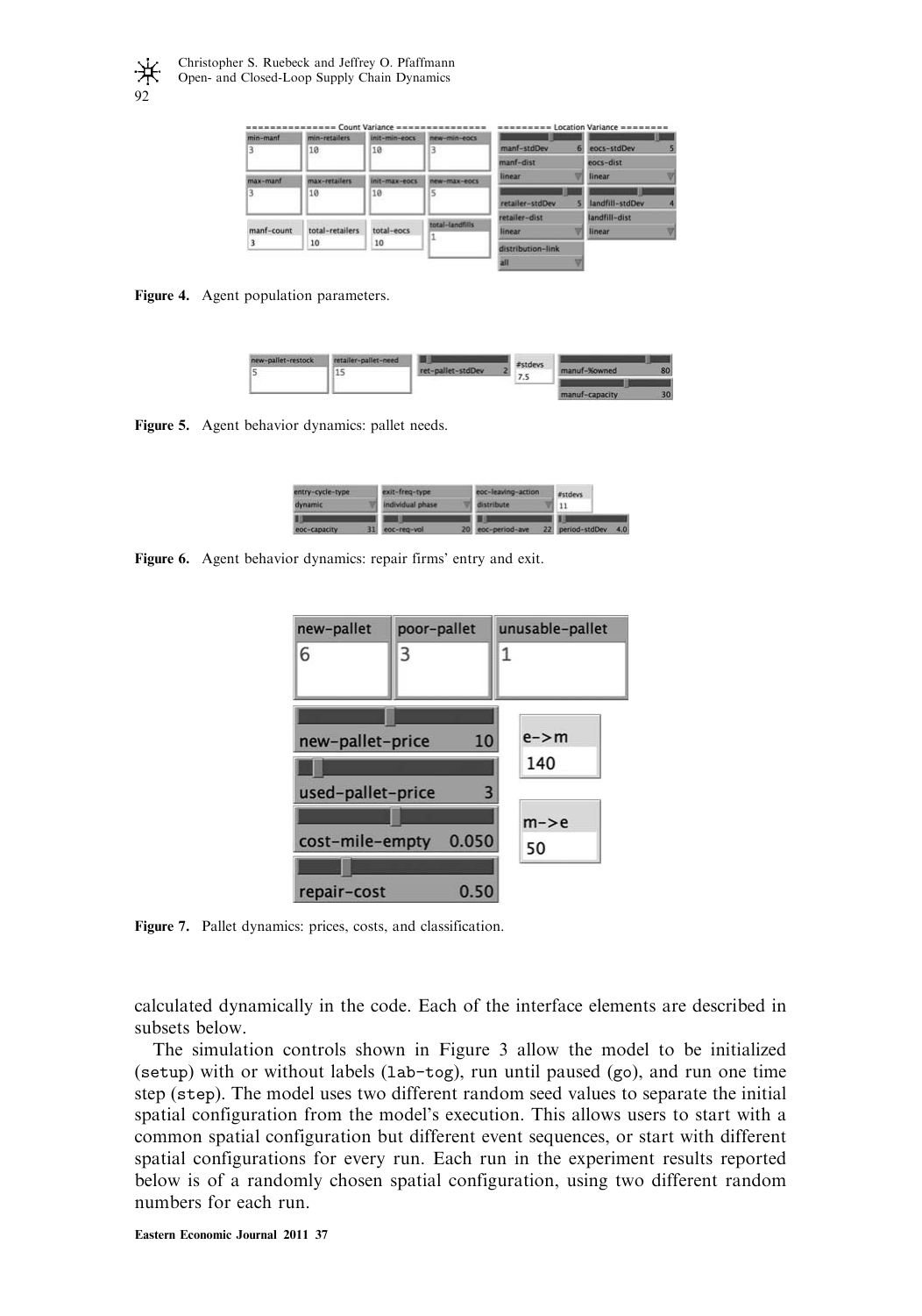Figure 4. Agent population parameters.

Figure 5. Agent behavior dynamics: pallet needs.

Figure 6. Agent behavior dynamics: repair firms' entry and exit.

Figure 7. Pallet dynamics: prices, costs, and classification.

calculated dynamically in the code. Each of the interface elements are described in subsets below.

The simulation controls shown in Figure 3 allow the model to be initialized (setup) with or without labels (lab-tog), run until paused (go), and run one time step (step). The model uses two different random seed values to separate the initial spatial configuration from the model's execution. This allows users to start with a common spatial configuration but different event sequences, or start with different spatial configurations for every run. Each run in the experiment results reported below is of a randomly chosen spatial configuration, using two different random numbers for each run.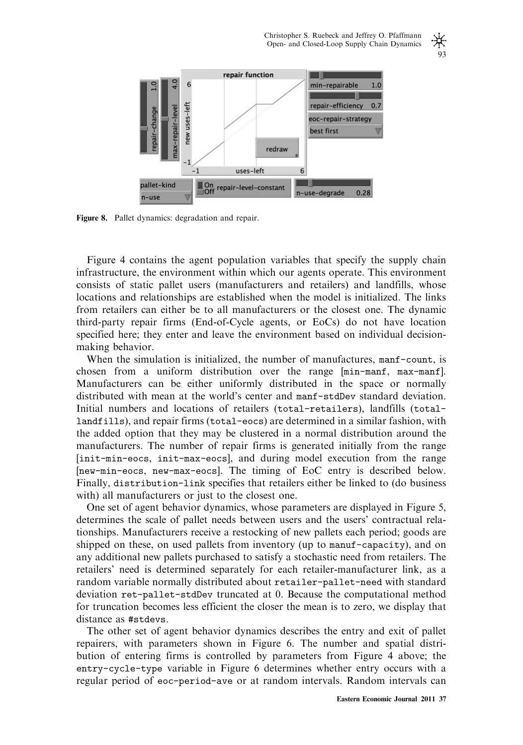Figure 8. Pallet dynamics: degradation and repair.

Figure 4 contains the agent population variables that specify the supply chain infrastructure, the environment within which our agents operate. This environment consists of static pallet users (manufacturers and retailers) and landfills, whose locations and relationships are established when the model is initialized. The links from retailers can either be to all manufacturers or the closest one. The dynamic third-party repair firms (End-of-Cycle agents, or EoCs) do not have location specified here; they enter and leave the environment based on individual decision-making behavior.

When the simulation is initialized, the number of manufactures, manf-count, is chosen from a uniform distribution over the range [min-manf, max-manf]. Manufacturers can be either uniformly distributed in the space or normally distributed with mean at the world's center and manf-stdDev standard deviation. Initial numbers and locations of retailers (total-retailers), landfills (total-landfills), and repair firms (total-eocs) are determined in a similar fashion, with the added option that they may be clustered in a normal distribution around the manufacturers. The number of repair firms is generated initially from the range [init-min-eocs, init-max-eocs], and during model execution from the range [new-min-eocs, new-max-eocs]. The timing of EoC entry is described below. Finally, distribution-link specifies that retailers either be linked to (do business with) all manufacturers or just to the closest one.

One set of agent behavior dynamics, whose parameters are displayed in Figure 5, determines the scale of pallet needs between users and the users' contractual relationships. Manufacturers receive a restocking of new pallets each period; goods are shipped on these, on used pallets from inventory (up to manuf-capacity), and on any additional new pallets purchased to satisfy a stochastic need from retailers. The retailers' need is determined separately for each retailer-manufacturer link, as a random variable normally distributed about retailer-pallet-need with standard deviation ret-pallet-stdDev truncated at 0. Because the computational method for truncation becomes less efficient the closer the mean is to zero, we display that distance as #stdevs.

The other set of agent behavior dynamics describes the entry and exit of pallet repairers, with parameters shown in Figure 6. The number and spatial distribution of entering firms is controlled by parameters from Figure 4 above; the entry-cycle-type variable in Figure 6 determines whether entry occurs with a regular period of eoc-period-ave or at random intervals. Random intervals can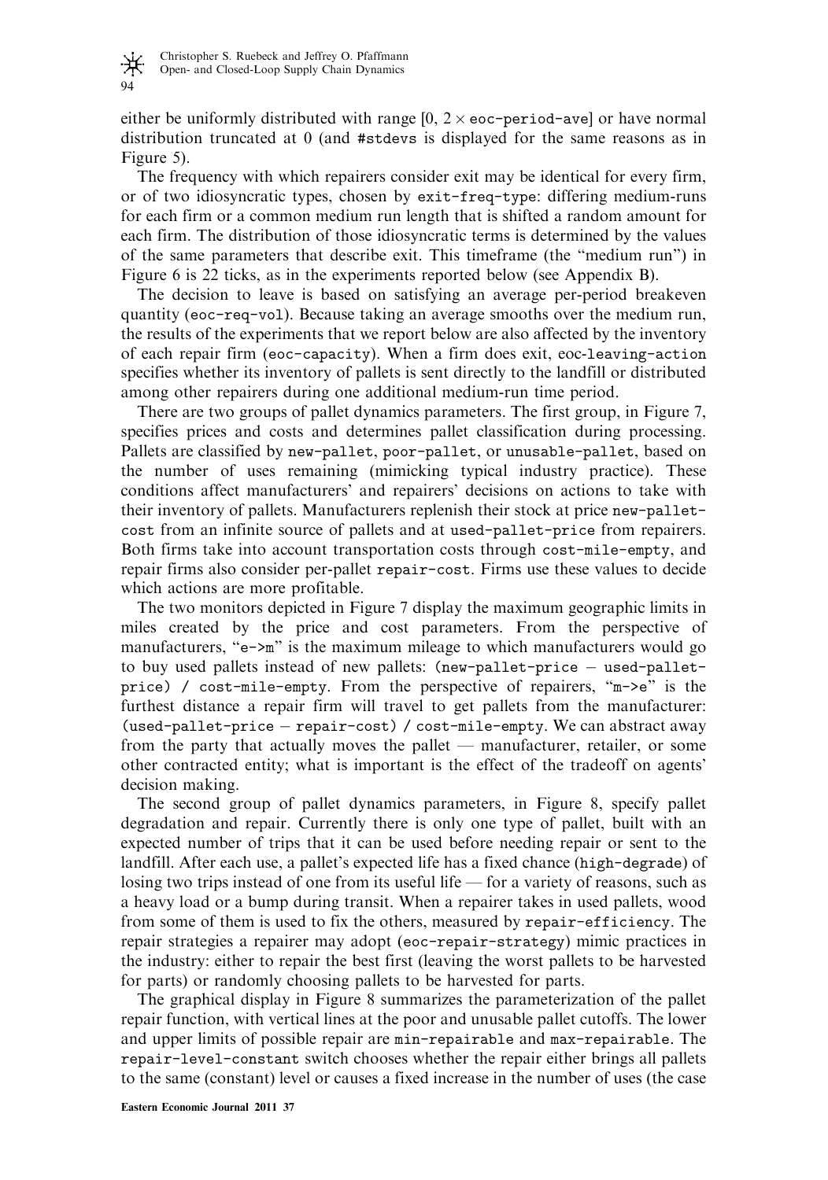either be uniformly distributed with range [0, $2 \times$ eoc-period-ave] or have normal distribution truncated at 0 (and #stdevs is displayed for the same reasons as in Figure 5).

The frequency with which repairers consider exit may be identical for every firm, or of two idiosyncratic types, chosen by exit-freq-type: differing medium-runs for each firm or a common medium run length that is shifted a random amount for each firm. The distribution of those idiosyncratic terms is determined by the values of the same parameters that describe exit. This timeframe (the "medium run") in Figure 6 is 22 ticks, as in the experiments reported below (see Appendix B).

The decision to leave is based on satisfying an average per-period breakeven quantity (eoc-req-vol). Because taking an average smooths over the medium run, the results of the experiments that we report below are also affected by the inventory of each repair firm (eoc-capacity). When a firm does exit, eoc-leaving-action specifies whether its inventory of pallets is sent directly to the landfill or distributed among other repairers during one additional medium-run time period.

There are two groups of pallet dynamics parameters. The first group, in Figure 7, specifies prices and costs and determines pallet classification during processing. Pallets are classified by new-pallet, poor-pallet, or unusable-pallet, based on the number of uses remaining (mimicking typical industry practice). These conditions affect manufacturers' and repairers' decisions on actions to take with their inventory of pallets. Manufacturers replenish their stock at price new-pallet-cost from an infinite source of pallets and at used-pallet-price from repairers. Both firms take into account transportation costs through cost-mile-empty, and repair firms also consider per-pallet repair-cost. Firms use these values to decide which actions are more profitable.

The two monitors depicted in Figure 7 display the maximum geographic limits in miles created by the price and cost parameters. From the perspective of manufacturers, "e->m" is the maximum mileage to which manufacturers would go to buy used pallets instead of new pallets: (new-pallet-price − used-pallet-price) / cost-mile-empty. From the perspective of repairers, "m->e" is the furthest distance a repair firm will travel to get pallets from the manufacturer: (used-pallet-price − repair-cost) / cost-mile-empty. We can abstract away from the party that actually moves the pallet — manufacturer, retailer, or some other contracted entity; what is important is the effect of the tradeoff on agents' decision making.

The second group of pallet dynamics parameters, in Figure 8, specify pallet degradation and repair. Currently there is only one type of pallet, built with an expected number of trips that it can be used before needing repair or sent to the landfill. After each use, a pallet's expected life has a fixed chance (high-degrade) of losing two trips instead of one from its useful life — for a variety of reasons, such as a heavy load or a bump during transit. When a repairer takes in used pallets, wood from some of them is used to fix the others, measured by repair-efficiency. The repair strategies a repairer may adopt (eoc-repair-strategy) mimic practices in the industry: either to repair the best first (leaving the worst pallets to be harvested for parts) or randomly choosing pallets to be harvested for parts.

The graphical display in Figure 8 summarizes the parameterization of the pallet repair function, with vertical lines at the poor and unusable pallet cutoffs. The lower and upper limits of possible repair are min-repairable and max-repairable. The repair-level-constant switch chooses whether the repair either brings all pallets to the same (constant) level or causes a fixed increase in the number of uses (the case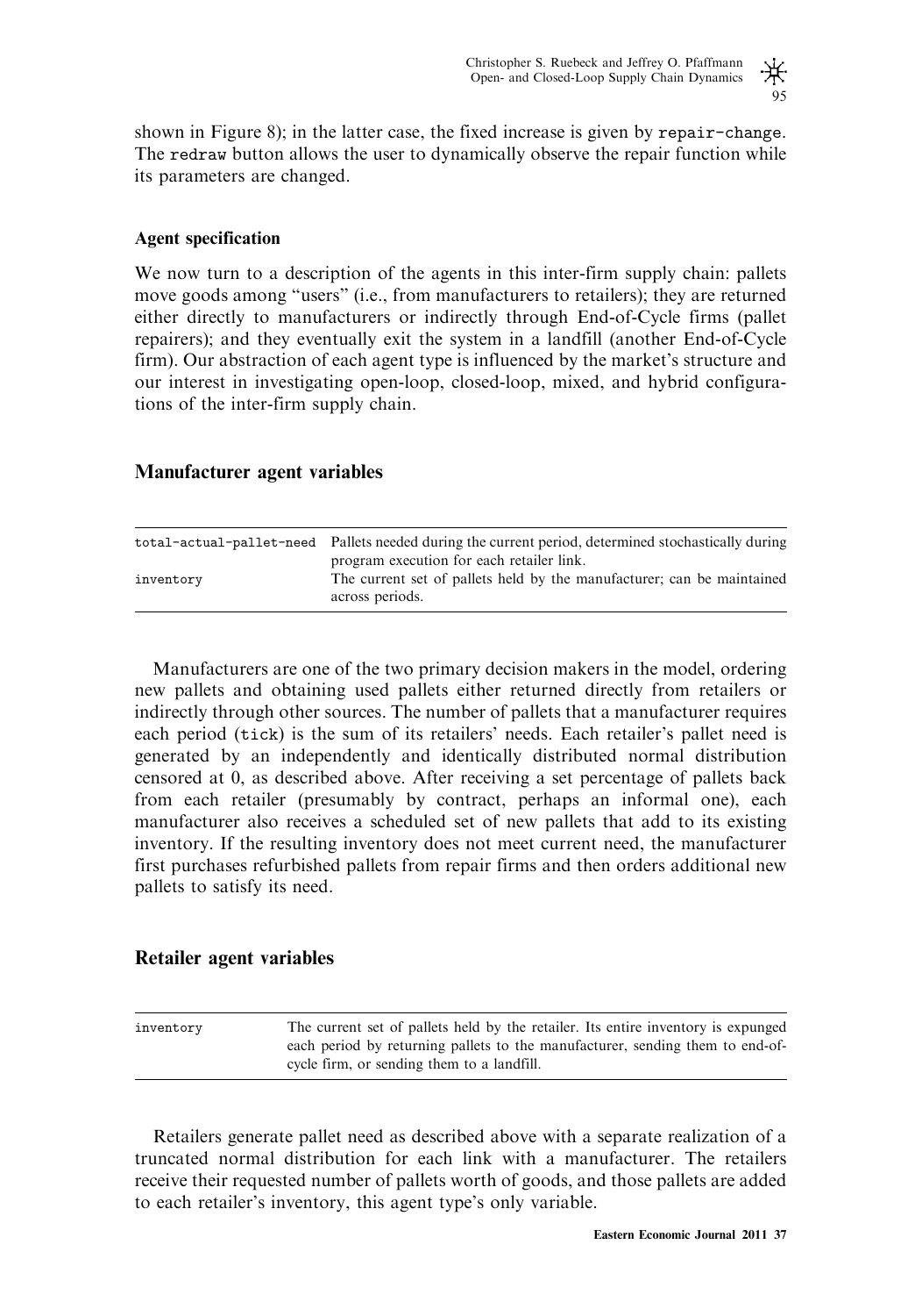shown in Figure 8); in the latter case, the fixed increase is given by `repair-change`. The `redraw` button allows the user to dynamically observe the repair function while its parameters are changed.

### Agent specification

We now turn to a description of the agents in this inter-firm supply chain: pallets move goods among "users" (i.e., from manufacturers to retailers); they are returned either directly to manufacturers or indirectly through End-of-Cycle firms (pallet repairers); and they eventually exit the system in a landfill (another End-of-Cycle firm). Our abstraction of each agent type is influenced by the market's structure and our interest in investigating open-loop, closed-loop, mixed, and hybrid configurations of the inter-firm supply chain.

## Manufacturer agent variables

| | |
|---|---|
| `total-actual-pallet-need` | Pallets needed during the current period, determined stochastically during program execution for each retailer link. |
| `inventory` | The current set of pallets held by the manufacturer; can be maintained across periods. |

Manufacturers are one of the two primary decision makers in the model, ordering new pallets and obtaining used pallets either returned directly from retailers or indirectly through other sources. The number of pallets that a manufacturer requires each period (`tick`) is the sum of its retailers' needs. Each retailer's pallet need is generated by an independently and identically distributed normal distribution censored at 0, as described above. After receiving a set percentage of pallets back from each retailer (presumably by contract, perhaps an informal one), each manufacturer also receives a scheduled set of new pallets that add to its existing inventory. If the resulting inventory does not meet current need, the manufacturer first purchases refurbished pallets from repair firms and then orders additional new pallets to satisfy its need.

## Retailer agent variables

| | |
|---|---|
| `inventory` | The current set of pallets held by the retailer. Its entire inventory is expunged each period by returning pallets to the manufacturer, sending them to end-of-cycle firm, or sending them to a landfill. |

Retailers generate pallet need as described above with a separate realization of a truncated normal distribution for each link with a manufacturer. The retailers receive their requested number of pallets worth of goods, and those pallets are added to each retailer's inventory, this agent type's only variable.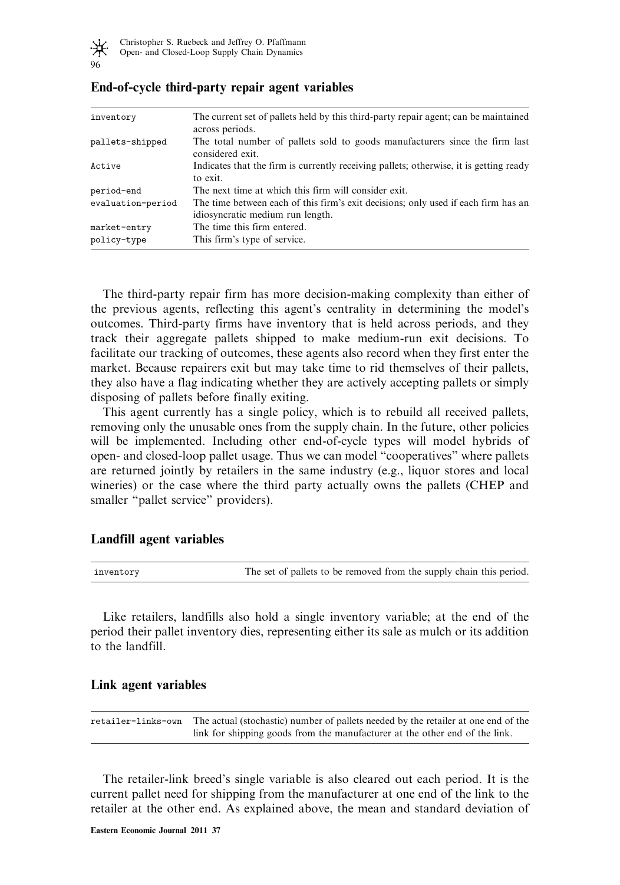### End-of-cycle third-party repair agent variables

| | |
|---|---|
| inventory | The current set of pallets held by this third-party repair agent; can be maintained across periods. |
| pallets-shipped | The total number of pallets sold to goods manufacturers since the firm last considered exit. |
| Active | Indicates that the firm is currently receiving pallets; otherwise, it is getting ready to exit. |
| period-end | The next time at which this firm will consider exit. |
| evaluation-period | The time between each of this firm's exit decisions; only used if each firm has an idiosyncratic medium run length. |
| market-entry | The time this firm entered. |
| policy-type | This firm's type of service. |

The third-party repair firm has more decision-making complexity than either of the previous agents, reflecting this agent's centrality in determining the model's outcomes. Third-party firms have inventory that is held across periods, and they track their aggregate pallets shipped to make medium-run exit decisions. To facilitate our tracking of outcomes, these agents also record when they first enter the market. Because repairers exit but may take time to rid themselves of their pallets, they also have a flag indicating whether they are actively accepting pallets or simply disposing of pallets before finally exiting.

This agent currently has a single policy, which is to rebuild all received pallets, removing only the unusable ones from the supply chain. In the future, other policies will be implemented. Including other end-of-cycle types will model hybrids of open- and closed-loop pallet usage. Thus we can model "cooperatives" where pallets are returned jointly by retailers in the same industry (e.g., liquor stores and local wineries) or the case where the third party actually owns the pallets (CHEP and smaller "pallet service" providers).

### Landfill agent variables

| | |
|---|---|
| inventory | The set of pallets to be removed from the supply chain this period. |

Like retailers, landfills also hold a single inventory variable; at the end of the period their pallet inventory dies, representing either its sale as mulch or its addition to the landfill.

### Link agent variables

| | |
|---|---|
| retailer-links-own | The actual (stochastic) number of pallets needed by the retailer at one end of the link for shipping goods from the manufacturer at the other end of the link. |

The retailer-link breed's single variable is also cleared out each period. It is the current pallet need for shipping from the manufacturer at one end of the link to the retailer at the other end. As explained above, the mean and standard deviation of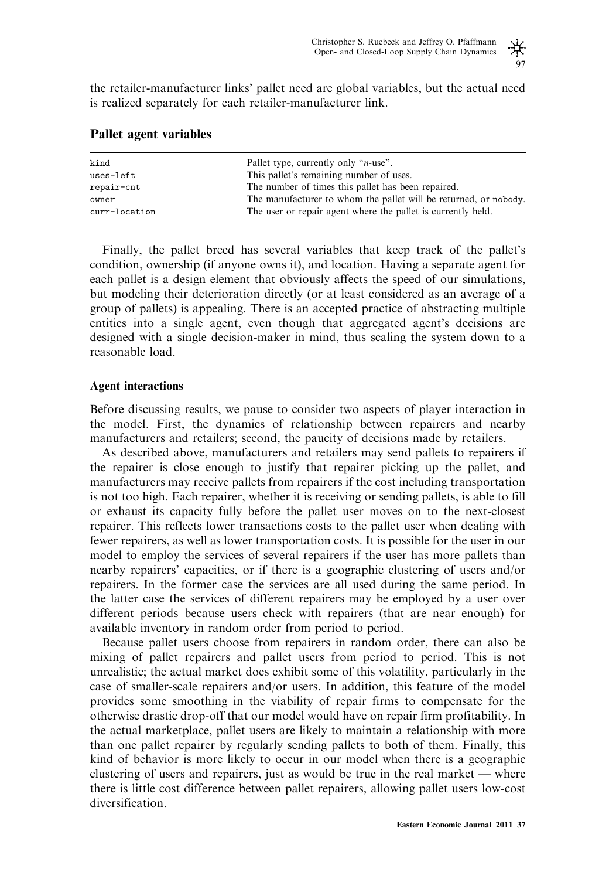the retailer-manufacturer links' pallet need are global variables, but the actual need is realized separately for each retailer-manufacturer link.

## Pallet agent variables

| | |
|---|---|
| `kind` | Pallet type, currently only "*n*-use". |
| `uses-left` | This pallet's remaining number of uses. |
| `repair-cnt` | The number of times this pallet has been repaired. |
| `owner` | The manufacturer to whom the pallet will be returned, or `nobody`. |
| `curr-location` | The user or repair agent where the pallet is currently held. |

Finally, the pallet breed has several variables that keep track of the pallet's condition, ownership (if anyone owns it), and location. Having a separate agent for each pallet is a design element that obviously affects the speed of our simulations, but modeling their deterioration directly (or at least considered as an average of a group of pallets) is appealing. There is an accepted practice of abstracting multiple entities into a single agent, even though that aggregated agent's decisions are designed with a single decision-maker in mind, thus scaling the system down to a reasonable load.

### Agent interactions

Before discussing results, we pause to consider two aspects of player interaction in the model. First, the dynamics of relationship between repairers and nearby manufacturers and retailers; second, the paucity of decisions made by retailers.

As described above, manufacturers and retailers may send pallets to repairers if the repairer is close enough to justify that repairer picking up the pallet, and manufacturers may receive pallets from repairers if the cost including transportation is not too high. Each repairer, whether it is receiving or sending pallets, is able to fill or exhaust its capacity fully before the pallet user moves on to the next-closest repairer. This reflects lower transactions costs to the pallet user when dealing with fewer repairers, as well as lower transportation costs. It is possible for the user in our model to employ the services of several repairers if the user has more pallets than nearby repairers' capacities, or if there is a geographic clustering of users and/or repairers. In the former case the services are all used during the same period. In the latter case the services of different repairers may be employed by a user over different periods because users check with repairers (that are near enough) for available inventory in random order from period to period.

Because pallet users choose from repairers in random order, there can also be mixing of pallet repairers and pallet users from period to period. This is not unrealistic; the actual market does exhibit some of this volatility, particularly in the case of smaller-scale repairers and/or users. In addition, this feature of the model provides some smoothing in the viability of repair firms to compensate for the otherwise drastic drop-off that our model would have on repair firm profitability. In the actual marketplace, pallet users are likely to maintain a relationship with more than one pallet repairer by regularly sending pallets to both of them. Finally, this kind of behavior is more likely to occur in our model when there is a geographic clustering of users and repairers, just as would be true in the real market — where there is little cost difference between pallet repairers, allowing pallet users low-cost diversification.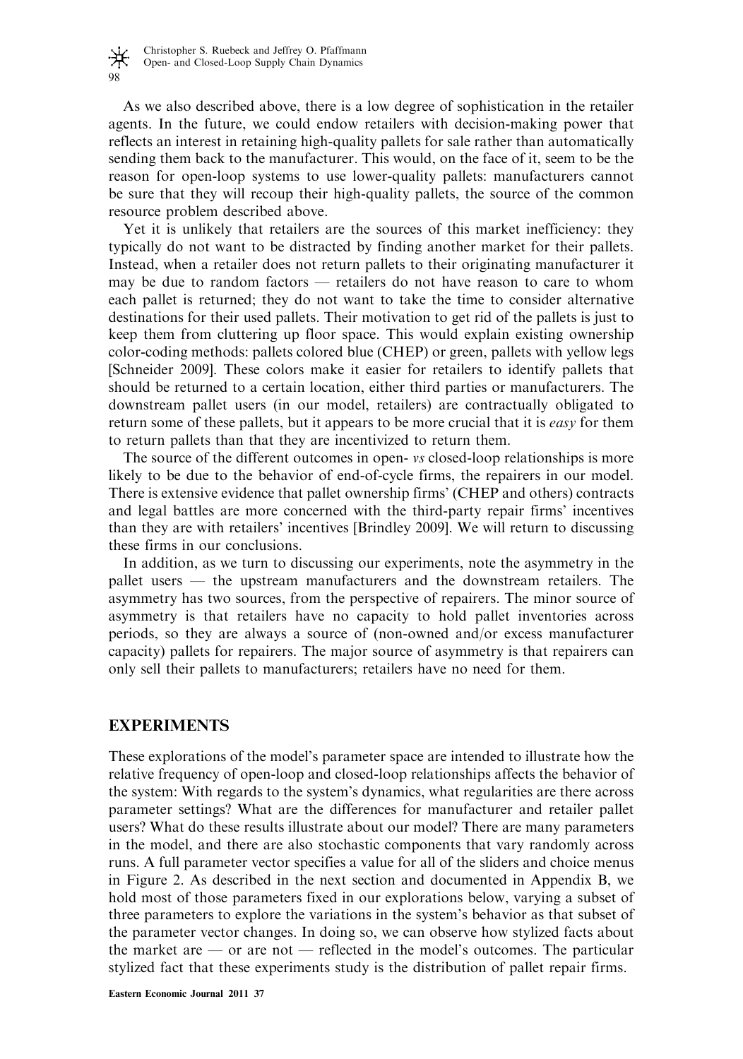As we also described above, there is a low degree of sophistication in the retailer agents. In the future, we could endow retailers with decision-making power that reflects an interest in retaining high-quality pallets for sale rather than automatically sending them back to the manufacturer. This would, on the face of it, seem to be the reason for open-loop systems to use lower-quality pallets: manufacturers cannot be sure that they will recoup their high-quality pallets, the source of the common resource problem described above.

Yet it is unlikely that retailers are the sources of this market inefficiency: they typically do not want to be distracted by finding another market for their pallets. Instead, when a retailer does not return pallets to their originating manufacturer it may be due to random factors — retailers do not have reason to care to whom each pallet is returned; they do not want to take the time to consider alternative destinations for their used pallets. Their motivation to get rid of the pallets is just to keep them from cluttering up floor space. This would explain existing ownership color-coding methods: pallets colored blue (CHEP) or green, pallets with yellow legs [Schneider 2009]. These colors make it easier for retailers to identify pallets that should be returned to a certain location, either third parties or manufacturers. The downstream pallet users (in our model, retailers) are contractually obligated to return some of these pallets, but it appears to be more crucial that it is *easy* for them to return pallets than that they are incentivized to return them.

The source of the different outcomes in open- *vs* closed-loop relationships is more likely to be due to the behavior of end-of-cycle firms, the repairers in our model. There is extensive evidence that pallet ownership firms' (CHEP and others) contracts and legal battles are more concerned with the third-party repair firms' incentives than they are with retailers' incentives [Brindley 2009]. We will return to discussing these firms in our conclusions.

In addition, as we turn to discussing our experiments, note the asymmetry in the pallet users — the upstream manufacturers and the downstream retailers. The asymmetry has two sources, from the perspective of repairers. The minor source of asymmetry is that retailers have no capacity to hold pallet inventories across periods, so they are always a source of (non-owned and/or excess manufacturer capacity) pallets for repairers. The major source of asymmetry is that repairers can only sell their pallets to manufacturers; retailers have no need for them.

## EXPERIMENTS

These explorations of the model's parameter space are intended to illustrate how the relative frequency of open-loop and closed-loop relationships affects the behavior of the system: With regards to the system's dynamics, what regularities are there across parameter settings? What are the differences for manufacturer and retailer pallet users? What do these results illustrate about our model? There are many parameters in the model, and there are also stochastic components that vary randomly across runs. A full parameter vector specifies a value for all of the sliders and choice menus in Figure 2. As described in the next section and documented in Appendix B, we hold most of those parameters fixed in our explorations below, varying a subset of three parameters to explore the variations in the system's behavior as that subset of the parameter vector changes. In doing so, we can observe how stylized facts about the market are — or are not — reflected in the model's outcomes. The particular stylized fact that these experiments study is the distribution of pallet repair firms.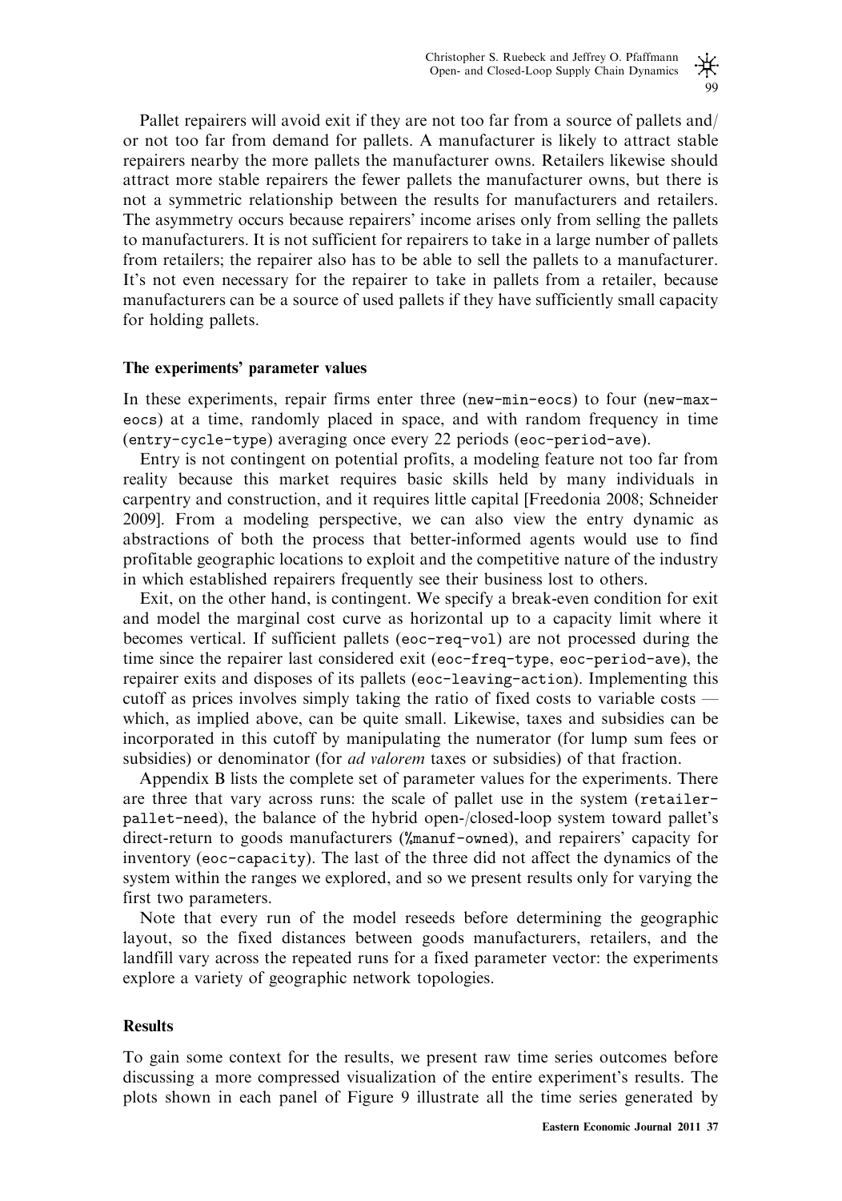Pallet repairers will avoid exit if they are not too far from a source of pallets and/ or not too far from demand for pallets. A manufacturer is likely to attract stable repairers nearby the more pallets the manufacturer owns. Retailers likewise should attract more stable repairers the fewer pallets the manufacturer owns, but there is not a symmetric relationship between the results for manufacturers and retailers. The asymmetry occurs because repairers' income arises only from selling the pallets to manufacturers. It is not sufficient for repairers to take in a large number of pallets from retailers; the repairer also has to be able to sell the pallets to a manufacturer. It's not even necessary for the repairer to take in pallets from a retailer, because manufacturers can be a source of used pallets if they have sufficiently small capacity for holding pallets.

## The experiments' parameter values

In these experiments, repair firms enter three (`new-min-eocs`) to four (`new-max-eocs`) at a time, randomly placed in space, and with random frequency in time (`entry-cycle-type`) averaging once every 22 periods (`eoc-period-ave`).

Entry is not contingent on potential profits, a modeling feature not too far from reality because this market requires basic skills held by many individuals in carpentry and construction, and it requires little capital [Freedonia 2008; Schneider 2009]. From a modeling perspective, we can also view the entry dynamic as abstractions of both the process that better-informed agents would use to find profitable geographic locations to exploit and the competitive nature of the industry in which established repairers frequently see their business lost to others.

Exit, on the other hand, is contingent. We specify a break-even condition for exit and model the marginal cost curve as horizontal up to a capacity limit where it becomes vertical. If sufficient pallets (`eoc-req-vol`) are not processed during the time since the repairer last considered exit (`eoc-freq-type`, `eoc-period-ave`), the repairer exits and disposes of its pallets (`eoc-leaving-action`). Implementing this cutoff as prices involves simply taking the ratio of fixed costs to variable costs — which, as implied above, can be quite small. Likewise, taxes and subsidies can be incorporated in this cutoff by manipulating the numerator (for lump sum fees or subsidies) or denominator (for *ad valorem* taxes or subsidies) of that fraction.

Appendix B lists the complete set of parameter values for the experiments. There are three that vary across runs: the scale of pallet use in the system (`retailer-pallet-need`), the balance of the hybrid open-/closed-loop system toward pallet's direct-return to goods manufacturers (`%manuf-owned`), and repairers' capacity for inventory (`eoc-capacity`). The last of the three did not affect the dynamics of the system within the ranges we explored, and so we present results only for varying the first two parameters.

Note that every run of the model reseeds before determining the geographic layout, so the fixed distances between goods manufacturers, retailers, and the landfill vary across the repeated runs for a fixed parameter vector: the experiments explore a variety of geographic network topologies.

## Results

To gain some context for the results, we present raw time series outcomes before discussing a more compressed visualization of the entire experiment's results. The plots shown in each panel of Figure 9 illustrate all the time series generated by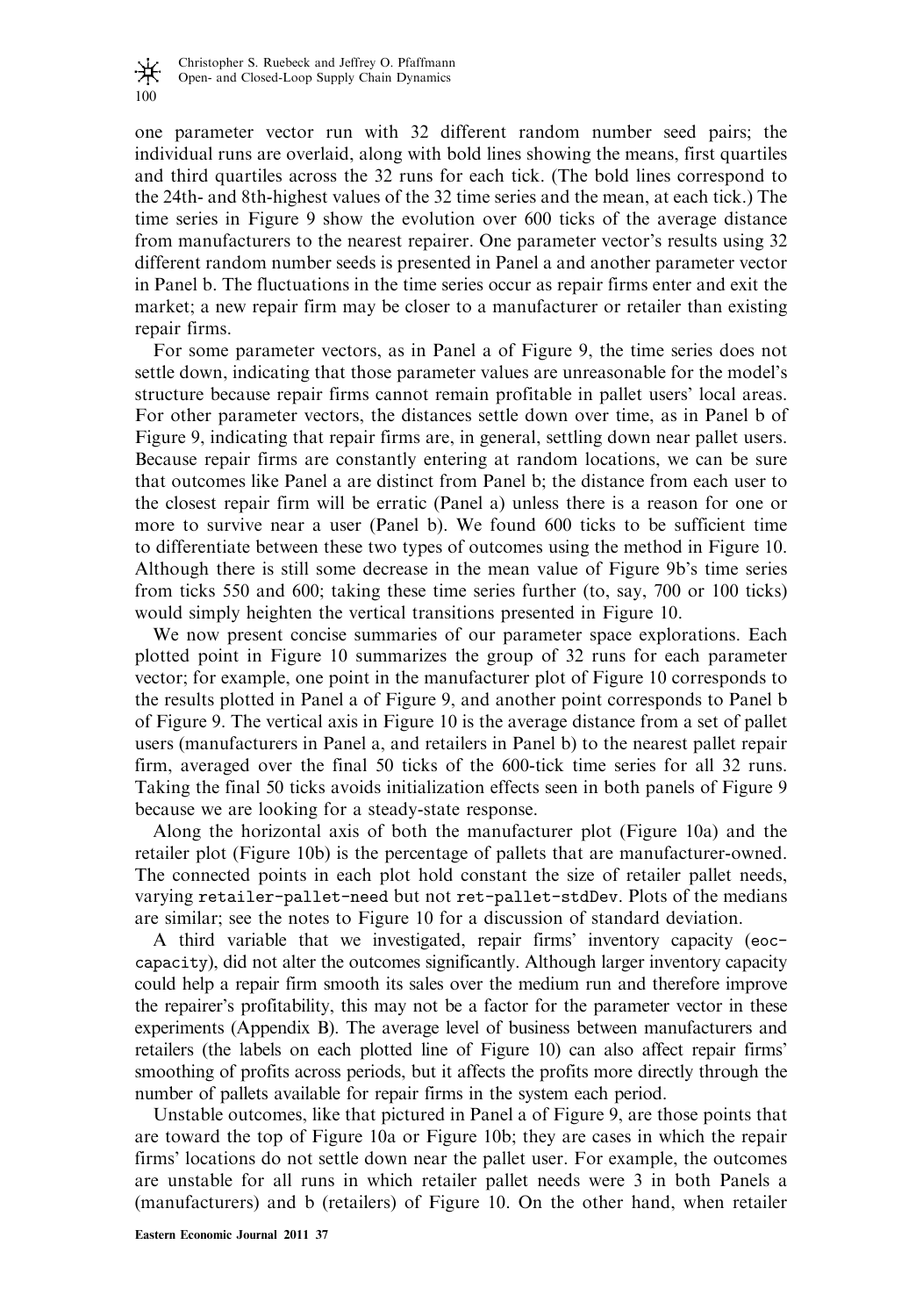one parameter vector run with 32 different random number seed pairs; the individual runs are overlaid, along with bold lines showing the means, first quartiles and third quartiles across the 32 runs for each tick. (The bold lines correspond to the 24th- and 8th-highest values of the 32 time series and the mean, at each tick.) The time series in Figure 9 show the evolution over 600 ticks of the average distance from manufacturers to the nearest repairer. One parameter vector's results using 32 different random number seeds is presented in Panel a and another parameter vector in Panel b. The fluctuations in the time series occur as repair firms enter and exit the market; a new repair firm may be closer to a manufacturer or retailer than existing repair firms.

For some parameter vectors, as in Panel a of Figure 9, the time series does not settle down, indicating that those parameter values are unreasonable for the model's structure because repair firms cannot remain profitable in pallet users' local areas. For other parameter vectors, the distances settle down over time, as in Panel b of Figure 9, indicating that repair firms are, in general, settling down near pallet users. Because repair firms are constantly entering at random locations, we can be sure that outcomes like Panel a are distinct from Panel b; the distance from each user to the closest repair firm will be erratic (Panel a) unless there is a reason for one or more to survive near a user (Panel b). We found 600 ticks to be sufficient time to differentiate between these two types of outcomes using the method in Figure 10. Although there is still some decrease in the mean value of Figure 9b's time series from ticks 550 and 600; taking these time series further (to, say, 700 or 100 ticks) would simply heighten the vertical transitions presented in Figure 10.

We now present concise summaries of our parameter space explorations. Each plotted point in Figure 10 summarizes the group of 32 runs for each parameter vector; for example, one point in the manufacturer plot of Figure 10 corresponds to the results plotted in Panel a of Figure 9, and another point corresponds to Panel b of Figure 9. The vertical axis in Figure 10 is the average distance from a set of pallet users (manufacturers in Panel a, and retailers in Panel b) to the nearest pallet repair firm, averaged over the final 50 ticks of the 600-tick time series for all 32 runs. Taking the final 50 ticks avoids initialization effects seen in both panels of Figure 9 because we are looking for a steady-state response.

Along the horizontal axis of both the manufacturer plot (Figure 10a) and the retailer plot (Figure 10b) is the percentage of pallets that are manufacturer-owned. The connected points in each plot hold constant the size of retailer pallet needs, varying `retailer-pallet-need` but not `ret-pallet-stdDev`. Plots of the medians are similar; see the notes to Figure 10 for a discussion of standard deviation.

A third variable that we investigated, repair firms' inventory capacity (`eoc-capacity`), did not alter the outcomes significantly. Although larger inventory capacity could help a repair firm smooth its sales over the medium run and therefore improve the repairer's profitability, this may not be a factor for the parameter vector in these experiments (Appendix B). The average level of business between manufacturers and retailers (the labels on each plotted line of Figure 10) can also affect repair firms' smoothing of profits across periods, but it affects the profits more directly through the number of pallets available for repair firms in the system each period.

Unstable outcomes, like that pictured in Panel a of Figure 9, are those points that are toward the top of Figure 10a or Figure 10b; they are cases in which the repair firms' locations do not settle down near the pallet user. For example, the outcomes are unstable for all runs in which retailer pallet needs were 3 in both Panels a (manufacturers) and b (retailers) of Figure 10. On the other hand, when retailer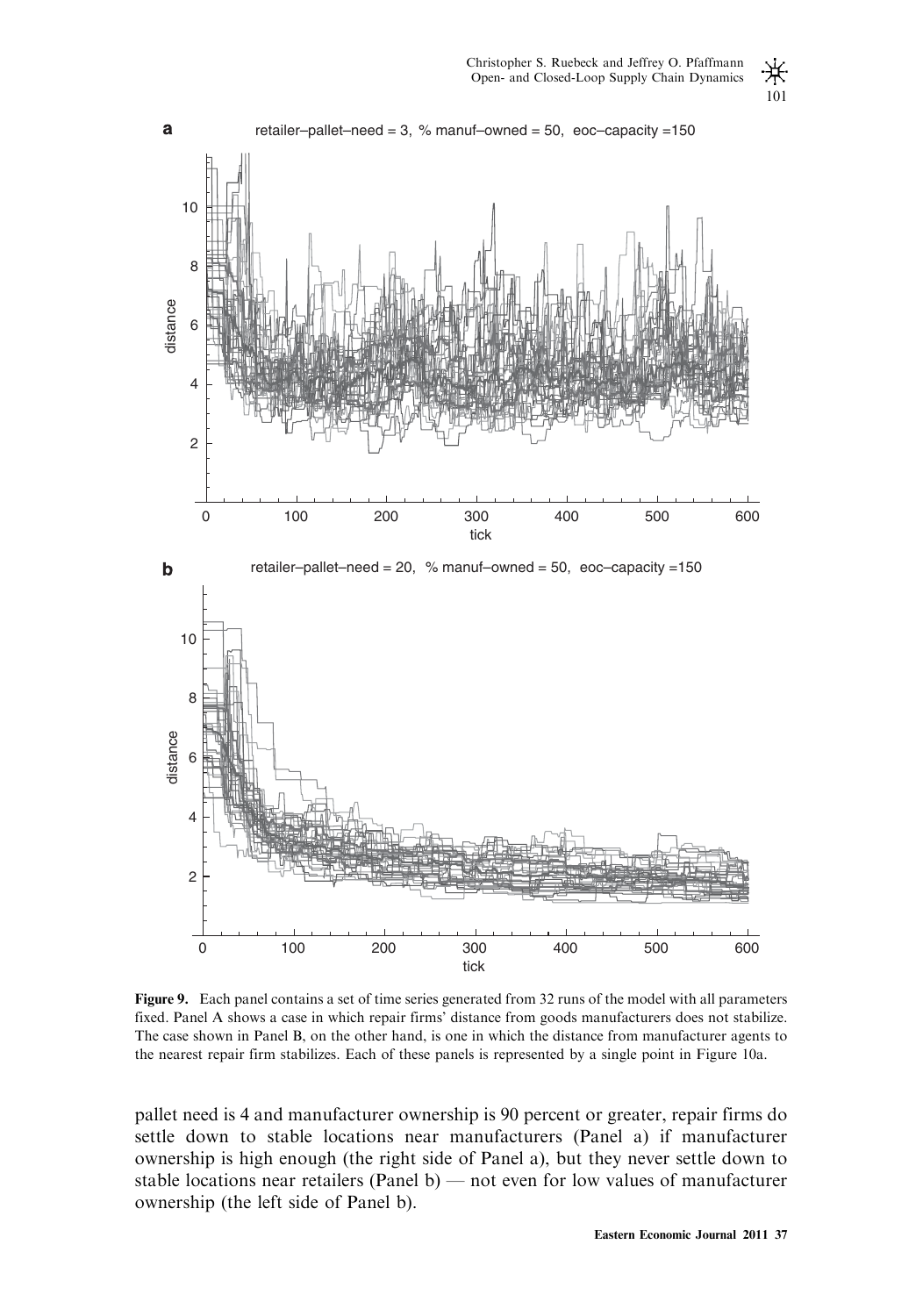**Figure 9.** Each panel contains a set of time series generated from 32 runs of the model with all parameters fixed. Panel A shows a case in which repair firms' distance from goods manufacturers does not stabilize. The case shown in Panel B, on the other hand, is one in which the distance from manufacturer agents to the nearest repair firm stabilizes. Each of these panels is represented by a single point in Figure 10a.

pallet need is 4 and manufacturer ownership is 90 percent or greater, repair firms do settle down to stable locations near manufacturers (Panel a) if manufacturer ownership is high enough (the right side of Panel a), but they never settle down to stable locations near retailers (Panel b) — not even for low values of manufacturer ownership (the left side of Panel b).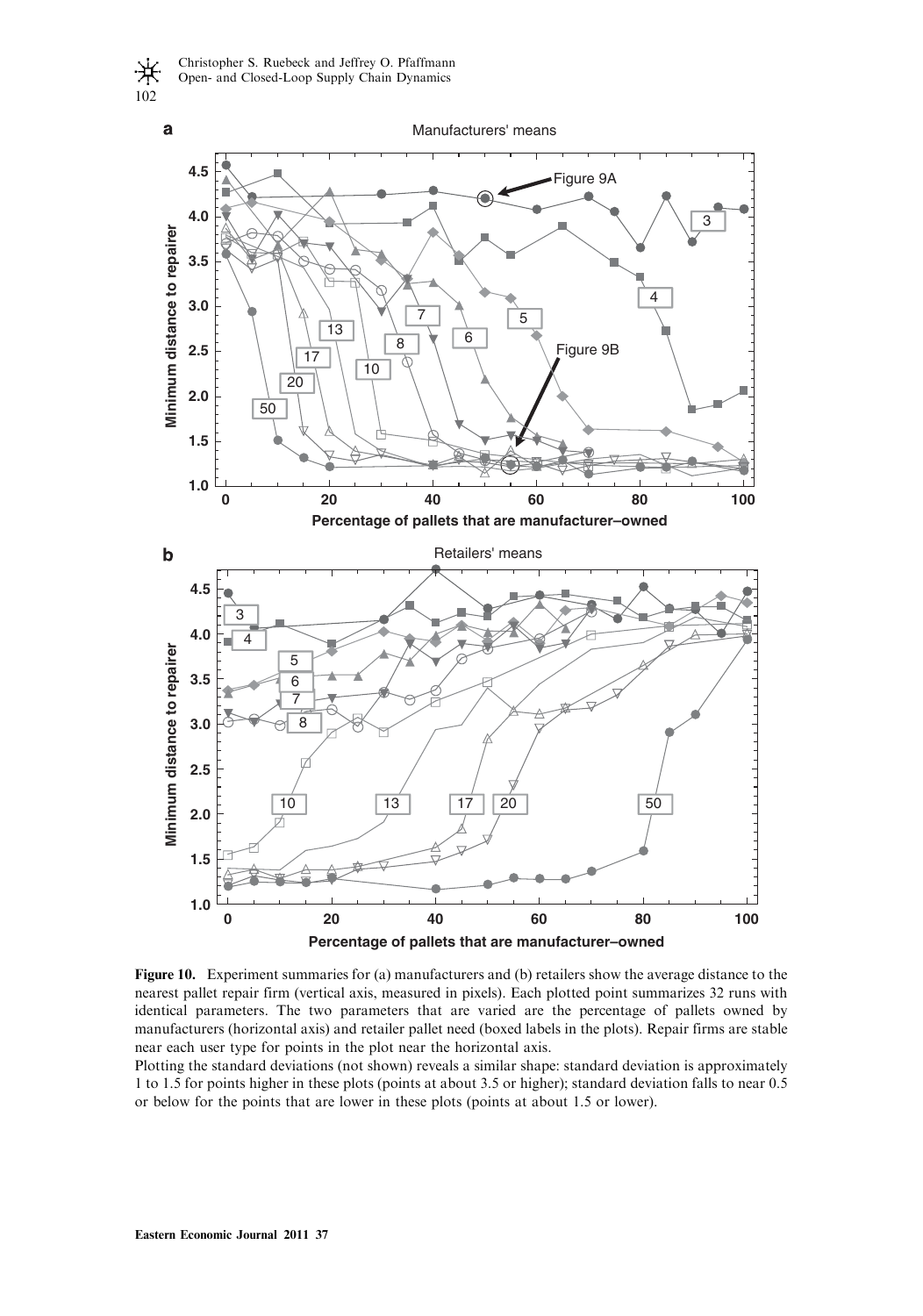**Figure 10.** Experiment summaries for (a) manufacturers and (b) retailers show the average distance to the nearest pallet repair firm (vertical axis, measured in pixels). Each plotted point summarizes 32 runs with identical parameters. The two parameters that are varied are the percentage of pallets owned by manufacturers (horizontal axis) and retailer pallet need (boxed labels in the plots). Repair firms are stable near each user type for points in the plot near the horizontal axis.

Plotting the standard deviations (not shown) reveals a similar shape: standard deviation is approximately 1 to 1.5 for points higher in these plots (points at about 3.5 or higher); standard deviation falls to near 0.5 or below for the points that are lower in these plots (points at about 1.5 or lower).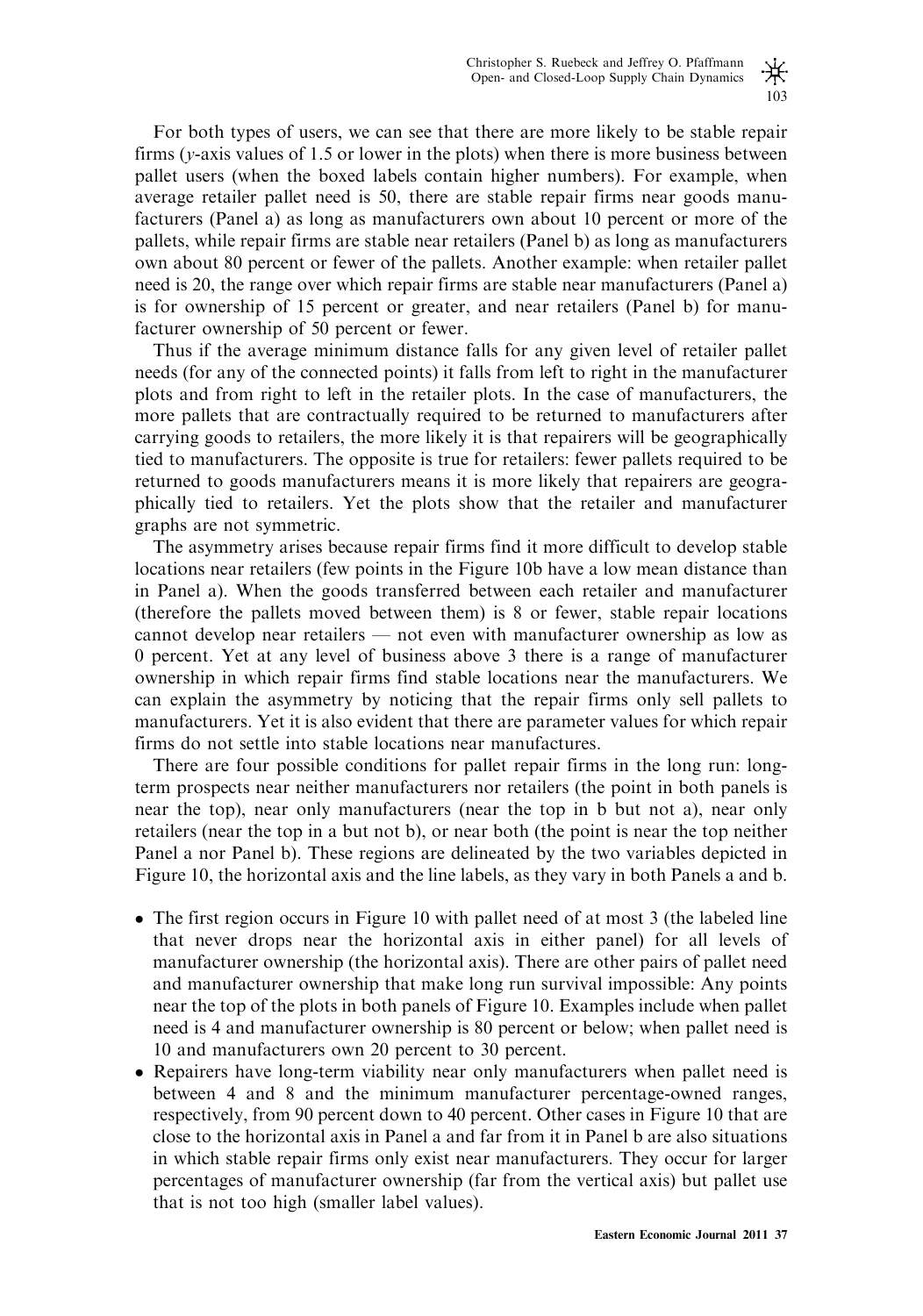For both types of users, we can see that there are more likely to be stable repair firms ($y$-axis values of 1.5 or lower in the plots) when there is more business between pallet users (when the boxed labels contain higher numbers). For example, when average retailer pallet need is 50, there are stable repair firms near goods manufacturers (Panel a) as long as manufacturers own about 10 percent or more of the pallets, while repair firms are stable near retailers (Panel b) as long as manufacturers own about 80 percent or fewer of the pallets. Another example: when retailer pallet need is 20, the range over which repair firms are stable near manufacturers (Panel a) is for ownership of 15 percent or greater, and near retailers (Panel b) for manufacturer ownership of 50 percent or fewer.

Thus if the average minimum distance falls for any given level of retailer pallet needs (for any of the connected points) it falls from left to right in the manufacturer plots and from right to left in the retailer plots. In the case of manufacturers, the more pallets that are contractually required to be returned to manufacturers after carrying goods to retailers, the more likely it is that repairers will be geographically tied to manufacturers. The opposite is true for retailers: fewer pallets required to be returned to goods manufacturers means it is more likely that repairers are geographically tied to retailers. Yet the plots show that the retailer and manufacturer graphs are not symmetric.

The asymmetry arises because repair firms find it more difficult to develop stable locations near retailers (few points in the Figure 10b have a low mean distance than in Panel a). When the goods transferred between each retailer and manufacturer (therefore the pallets moved between them) is 8 or fewer, stable repair locations cannot develop near retailers — not even with manufacturer ownership as low as 0 percent. Yet at any level of business above 3 there is a range of manufacturer ownership in which repair firms find stable locations near the manufacturers. We can explain the asymmetry by noticing that the repair firms only sell pallets to manufacturers. Yet it is also evident that there are parameter values for which repair firms do not settle into stable locations near manufactures.

There are four possible conditions for pallet repair firms in the long run: long-term prospects near neither manufacturers nor retailers (the point in both panels is near the top), near only manufacturers (near the top in b but not a), near only retailers (near the top in a but not b), or near both (the point is near the top neither Panel a nor Panel b). These regions are delineated by the two variables depicted in Figure 10, the horizontal axis and the line labels, as they vary in both Panels a and b.

- The first region occurs in Figure 10 with pallet need of at most 3 (the labeled line that never drops near the horizontal axis in either panel) for all levels of manufacturer ownership (the horizontal axis). There are other pairs of pallet need and manufacturer ownership that make long run survival impossible: Any points near the top of the plots in both panels of Figure 10. Examples include when pallet need is 4 and manufacturer ownership is 80 percent or below; when pallet need is 10 and manufacturers own 20 percent to 30 percent.
- Repairers have long-term viability near only manufacturers when pallet need is between 4 and 8 and the minimum manufacturer percentage-owned ranges, respectively, from 90 percent down to 40 percent. Other cases in Figure 10 that are close to the horizontal axis in Panel a and far from it in Panel b are also situations in which stable repair firms only exist near manufacturers. They occur for larger percentages of manufacturer ownership (far from the vertical axis) but pallet use that is not too high (smaller label values).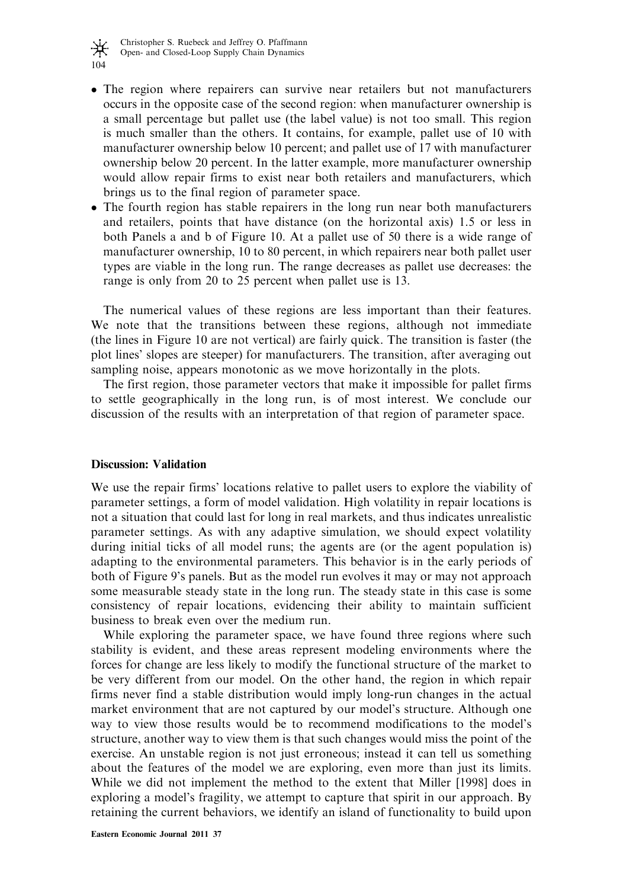- The region where repairers can survive near retailers but not manufacturers occurs in the opposite case of the second region: when manufacturer ownership is a small percentage but pallet use (the label value) is not too small. This region is much smaller than the others. It contains, for example, pallet use of 10 with manufacturer ownership below 10 percent; and pallet use of 17 with manufacturer ownership below 20 percent. In the latter example, more manufacturer ownership would allow repair firms to exist near both retailers and manufacturers, which brings us to the final region of parameter space.
- The fourth region has stable repairers in the long run near both manufacturers and retailers, points that have distance (on the horizontal axis) 1.5 or less in both Panels a and b of Figure 10. At a pallet use of 50 there is a wide range of manufacturer ownership, 10 to 80 percent, in which repairers near both pallet user types are viable in the long run. The range decreases as pallet use decreases: the range is only from 20 to 25 percent when pallet use is 13.

The numerical values of these regions are less important than their features. We note that the transitions between these regions, although not immediate (the lines in Figure 10 are not vertical) are fairly quick. The transition is faster (the plot lines' slopes are steeper) for manufacturers. The transition, after averaging out sampling noise, appears monotonic as we move horizontally in the plots.

The first region, those parameter vectors that make it impossible for pallet firms to settle geographically in the long run, is of most interest. We conclude our discussion of the results with an interpretation of that region of parameter space.

## Discussion: Validation

We use the repair firms' locations relative to pallet users to explore the viability of parameter settings, a form of model validation. High volatility in repair locations is not a situation that could last for long in real markets, and thus indicates unrealistic parameter settings. As with any adaptive simulation, we should expect volatility during initial ticks of all model runs; the agents are (or the agent population is) adapting to the environmental parameters. This behavior is in the early periods of both of Figure 9's panels. But as the model run evolves it may or may not approach some measurable steady state in the long run. The steady state in this case is some consistency of repair locations, evidencing their ability to maintain sufficient business to break even over the medium run.

While exploring the parameter space, we have found three regions where such stability is evident, and these areas represent modeling environments where the forces for change are less likely to modify the functional structure of the market to be very different from our model. On the other hand, the region in which repair firms never find a stable distribution would imply long-run changes in the actual market environment that are not captured by our model's structure. Although one way to view those results would be to recommend modifications to the model's structure, another way to view them is that such changes would miss the point of the exercise. An unstable region is not just erroneous; instead it can tell us something about the features of the model we are exploring, even more than just its limits. While we did not implement the method to the extent that Miller [1998] does in exploring a model's fragility, we attempt to capture that spirit in our approach. By retaining the current behaviors, we identify an island of functionality to build upon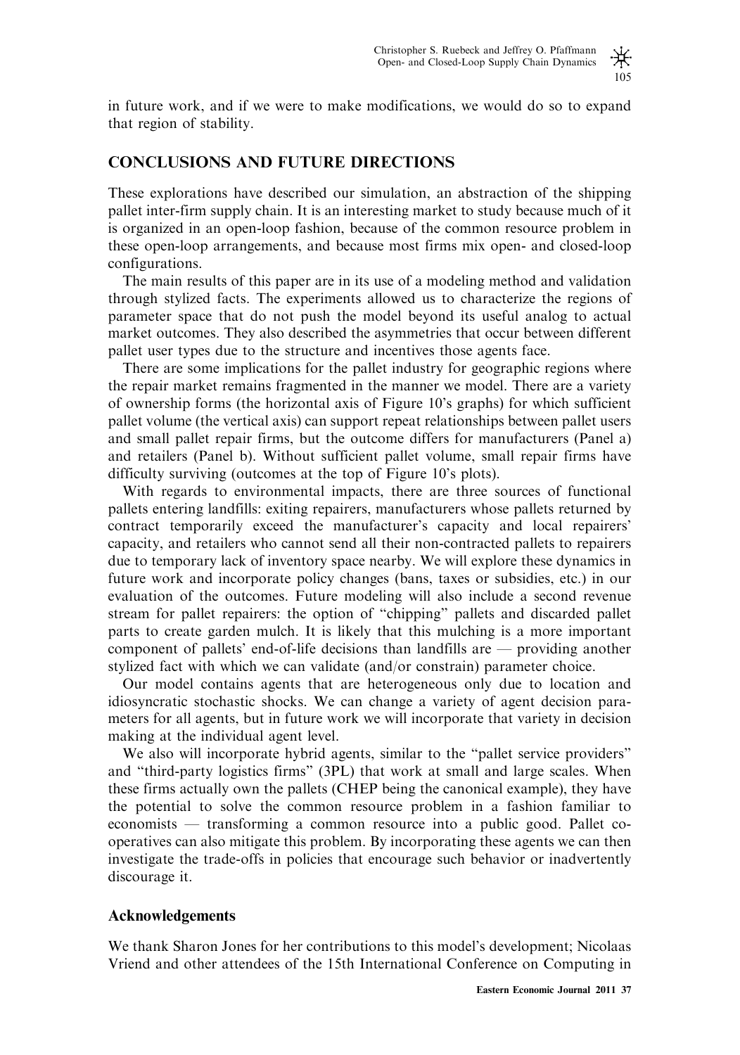in future work, and if we were to make modifications, we would do so to expand that region of stability.

## CONCLUSIONS AND FUTURE DIRECTIONS

These explorations have described our simulation, an abstraction of the shipping pallet inter-firm supply chain. It is an interesting market to study because much of it is organized in an open-loop fashion, because of the common resource problem in these open-loop arrangements, and because most firms mix open- and closed-loop configurations.

The main results of this paper are in its use of a modeling method and validation through stylized facts. The experiments allowed us to characterize the regions of parameter space that do not push the model beyond its useful analog to actual market outcomes. They also described the asymmetries that occur between different pallet user types due to the structure and incentives those agents face.

There are some implications for the pallet industry for geographic regions where the repair market remains fragmented in the manner we model. There are a variety of ownership forms (the horizontal axis of Figure 10's graphs) for which sufficient pallet volume (the vertical axis) can support repeat relationships between pallet users and small pallet repair firms, but the outcome differs for manufacturers (Panel a) and retailers (Panel b). Without sufficient pallet volume, small repair firms have difficulty surviving (outcomes at the top of Figure 10's plots).

With regards to environmental impacts, there are three sources of functional pallets entering landfills: exiting repairers, manufacturers whose pallets returned by contract temporarily exceed the manufacturer's capacity and local repairers' capacity, and retailers who cannot send all their non-contracted pallets to repairers due to temporary lack of inventory space nearby. We will explore these dynamics in future work and incorporate policy changes (bans, taxes or subsidies, etc.) in our evaluation of the outcomes. Future modeling will also include a second revenue stream for pallet repairers: the option of "chipping" pallets and discarded pallet parts to create garden mulch. It is likely that this mulching is a more important component of pallets' end-of-life decisions than landfills are — providing another stylized fact with which we can validate (and/or constrain) parameter choice.

Our model contains agents that are heterogeneous only due to location and idiosyncratic stochastic shocks. We can change a variety of agent decision parameters for all agents, but in future work we will incorporate that variety in decision making at the individual agent level.

We also will incorporate hybrid agents, similar to the "pallet service providers" and "third-party logistics firms" (3PL) that work at small and large scales. When these firms actually own the pallets (CHEP being the canonical example), they have the potential to solve the common resource problem in a fashion familiar to economists — transforming a common resource into a public good. Pallet co-operatives can also mitigate this problem. By incorporating these agents we can then investigate the trade-offs in policies that encourage such behavior or inadvertently discourage it.

### Acknowledgements

We thank Sharon Jones for her contributions to this model's development; Nicolaas Vriend and other attendees of the 15th International Conference on Computing in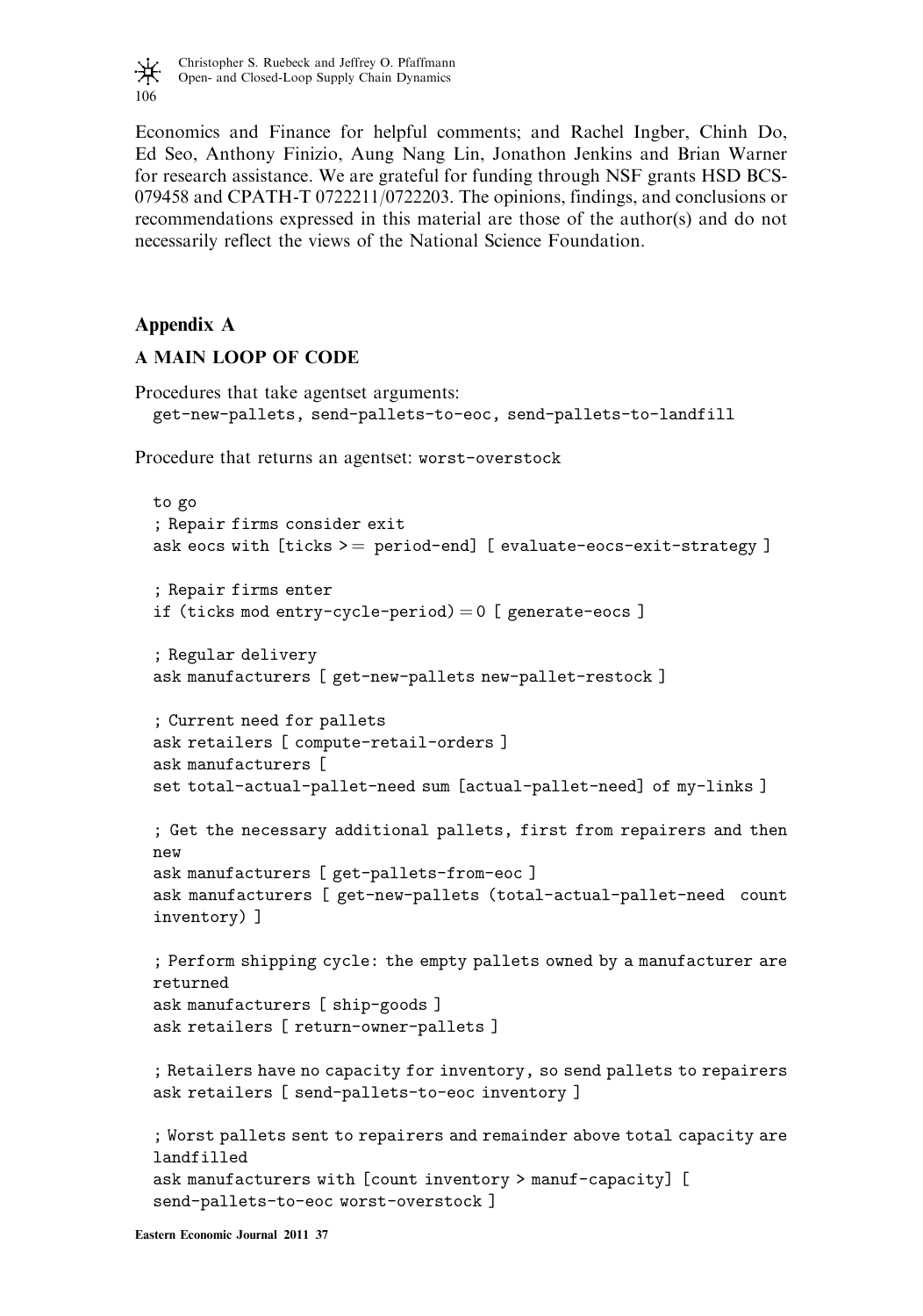Economics and Finance for helpful comments; and Rachel Ingber, Chinh Do, Ed Seo, Anthony Finizio, Aung Nang Lin, Jonathon Jenkins and Brian Warner for research assistance. We are grateful for funding through NSF grants HSD BCS-079458 and CPATH-T 0722211/0722203. The opinions, findings, and conclusions or recommendations expressed in this material are those of the author(s) and do not necessarily reflect the views of the National Science Foundation.

## Appendix A

### A MAIN LOOP OF CODE

Procedures that take agentset arguments:
`get-new-pallets, send-pallets-to-eoc, send-pallets-to-landfill`

Procedure that returns an agentset: `worst-overstock`

```
to go
; Repair firms consider exit
ask eocs with [ticks >= period-end] [ evaluate-eocs-exit-strategy ]

; Repair firms enter
if (ticks mod entry-cycle-period) = 0 [ generate-eocs ]

; Regular delivery
ask manufacturers [ get-new-pallets new-pallet-restock ]

; Current need for pallets
ask retailers [ compute-retail-orders ]
ask manufacturers [
set total-actual-pallet-need sum [actual-pallet-need] of my-links ]

; Get the necessary additional pallets, first from repairers and then
new
ask manufacturers [ get-pallets-from-eoc ]
ask manufacturers [ get-new-pallets (total-actual-pallet-need  count
inventory) ]

; Perform shipping cycle: the empty pallets owned by a manufacturer are
returned
ask manufacturers [ ship-goods ]
ask retailers [ return-owner-pallets ]

; Retailers have no capacity for inventory, so send pallets to repairers
ask retailers [ send-pallets-to-eoc inventory ]

; Worst pallets sent to repairers and remainder above total capacity are
landfilled
ask manufacturers with [count inventory > manuf-capacity] [
send-pallets-to-eoc worst-overstock ]
```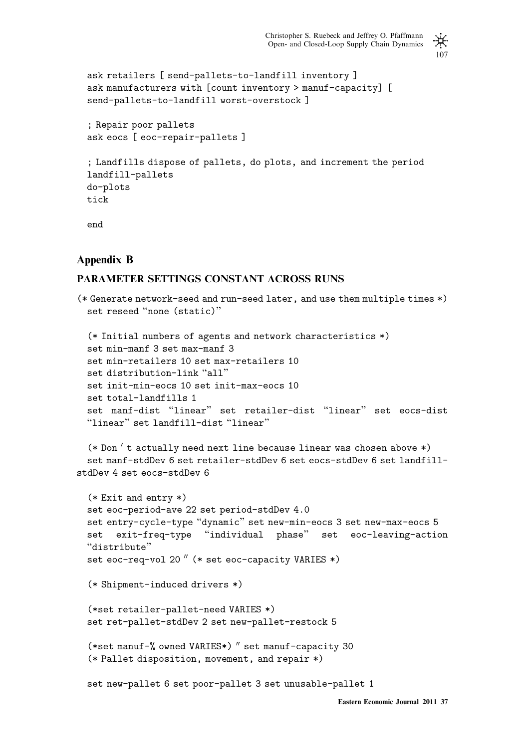```
ask retailers [ send-pallets-to-landfill inventory ]
ask manufacturers with [count inventory > manuf-capacity] [
send-pallets-to-landfill worst-overstock ]

; Repair poor pallets
ask eocs [ eoc-repair-pallets ]

; Landfills dispose of pallets, do plots, and increment the period
landfill-pallets
do-plots
tick

end
```

## Appendix B

### PARAMETER SETTINGS CONSTANT ACROSS RUNS

```
(* Generate network-seed and run-seed later, and use them multiple times *)
  set reseed "none (static)"

  (* Initial numbers of agents and network characteristics *)
  set min-manf 3 set max-manf 3
  set min-retailers 10 set max-retailers 10
  set distribution-link "all"
  set init-min-eocs 10 set init-max-eocs 10
  set total-landfills 1
  set manf-dist "linear" set retailer-dist "linear" set eocs-dist
  "linear" set landfill-dist "linear"

  (* Don't actually need next line because linear was chosen above *)
  set manf-stdDev 6 set retailer-stdDev 6 set eocs-stdDev 6 set landfill-
stdDev 4 set eocs-stdDev 6

  (* Exit and entry *)
  set eoc-period-ave 22 set period-stdDev 4.0
  set entry-cycle-type "dynamic" set new-min-eocs 3 set new-max-eocs 5
  set exit-freq-type "individual phase" set eoc-leaving-action
  "distribute"
  set eoc-req-vol 20 " (* set eoc-capacity VARIES *)

  (* Shipment-induced drivers *)

  (*set retailer-pallet-need VARIES *)
  set ret-pallet-stdDev 2 set new-pallet-restock 5

  (*set manuf-% owned VARIES*) " set manuf-capacity 30
  (* Pallet disposition, movement, and repair *)

  set new-pallet 6 set poor-pallet 3 set unusable-pallet 1
```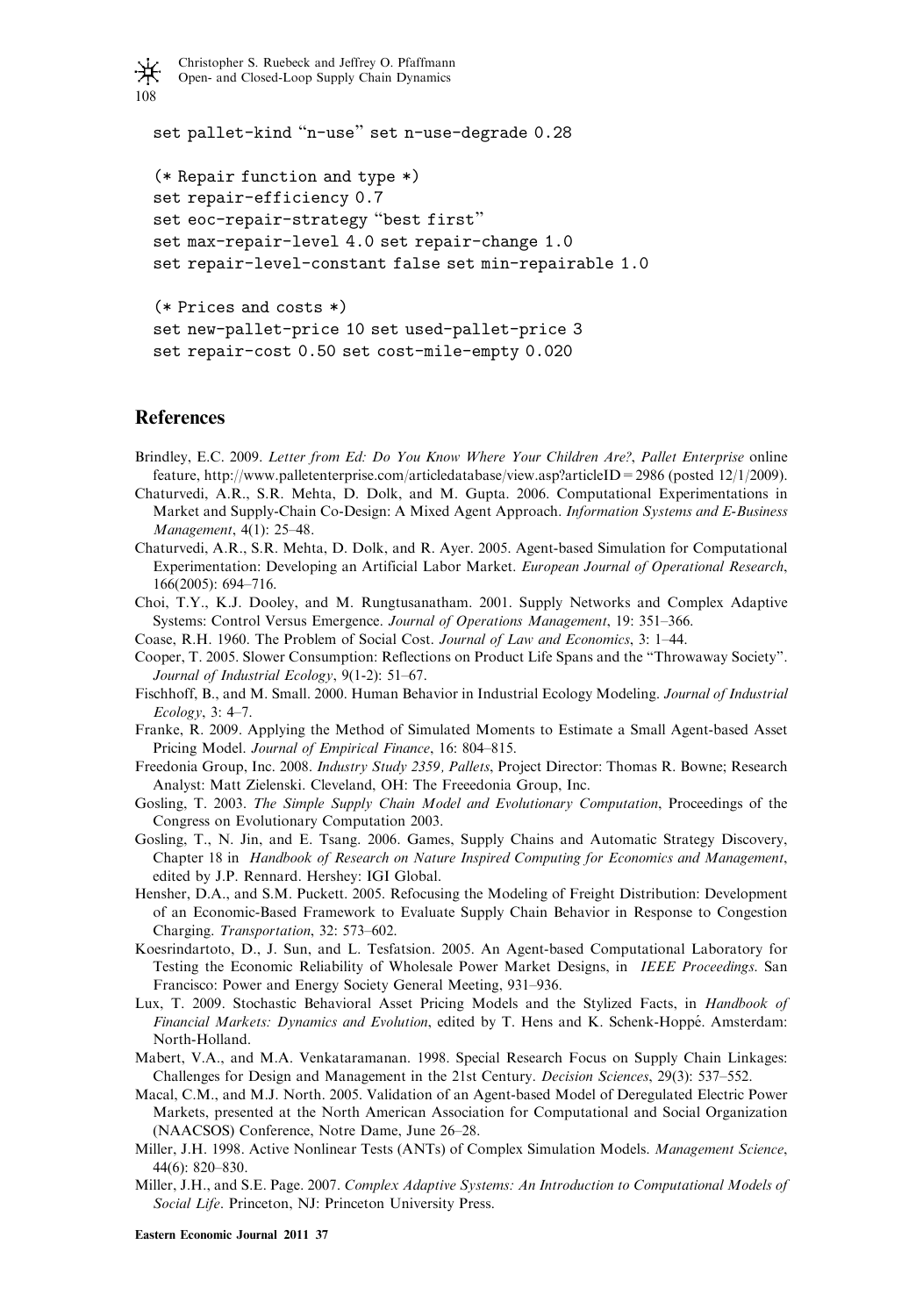```
set pallet-kind "n-use" set n-use-degrade 0.28

(* Repair function and type *)
set repair-efficiency 0.7
set eoc-repair-strategy "best first"
set max-repair-level 4.0 set repair-change 1.0
set repair-level-constant false set min-repairable 1.0

(* Prices and costs *)
set new-pallet-price 10 set used-pallet-price 3
set repair-cost 0.50 set cost-mile-empty 0.020
```

## References

Brindley, E.C. 2009. *Letter from Ed: Do You Know Where Your Children Are?*, *Pallet Enterprise* online feature, http://www.palletenterprise.com/articledatabase/view.asp?articleID=2986 (posted 12/1/2009).

Chaturvedi, A.R., S.R. Mehta, D. Dolk, and M. Gupta. 2006. Computational Experimentations in Market and Supply-Chain Co-Design: A Mixed Agent Approach. *Information Systems and E-Business Management*, 4(1): 25–48.

Chaturvedi, A.R., S.R. Mehta, D. Dolk, and R. Ayer. 2005. Agent-based Simulation for Computational Experimentation: Developing an Artificial Labor Market. *European Journal of Operational Research*, 166(2005): 694–716.

Choi, T.Y., K.J. Dooley, and M. Rungtusanatham. 2001. Supply Networks and Complex Adaptive Systems: Control Versus Emergence. *Journal of Operations Management*, 19: 351–366.

Coase, R.H. 1960. The Problem of Social Cost. *Journal of Law and Economics*, 3: 1–44.

Cooper, T. 2005. Slower Consumption: Reflections on Product Life Spans and the "Throwaway Society". *Journal of Industrial Ecology*, 9(1-2): 51–67.

Fischhoff, B., and M. Small. 2000. Human Behavior in Industrial Ecology Modeling. *Journal of Industrial Ecology*, 3: 4–7.

Franke, R. 2009. Applying the Method of Simulated Moments to Estimate a Small Agent-based Asset Pricing Model. *Journal of Empirical Finance*, 16: 804–815.

Freedonia Group, Inc. 2008. *Industry Study 2359, Pallets*, Project Director: Thomas R. Bowne; Research Analyst: Matt Zielenski. Cleveland, OH: The Freeedonia Group, Inc.

Gosling, T. 2003. *The Simple Supply Chain Model and Evolutionary Computation*, Proceedings of the Congress on Evolutionary Computation 2003.

Gosling, T., N. Jin, and E. Tsang. 2006. Games, Supply Chains and Automatic Strategy Discovery, Chapter 18 in *Handbook of Research on Nature Inspired Computing for Economics and Management*, edited by J.P. Rennard. Hershey: IGI Global.

Hensher, D.A., and S.M. Puckett. 2005. Refocusing the Modeling of Freight Distribution: Development of an Economic-Based Framework to Evaluate Supply Chain Behavior in Response to Congestion Charging. *Transportation*, 32: 573–602.

Koesrindartoto, D., J. Sun, and L. Tesfatsion. 2005. An Agent-based Computational Laboratory for Testing the Economic Reliability of Wholesale Power Market Designs, in *IEEE Proceedings*. San Francisco: Power and Energy Society General Meeting, 931–936.

Lux, T. 2009. Stochastic Behavioral Asset Pricing Models and the Stylized Facts, in *Handbook of Financial Markets: Dynamics and Evolution*, edited by T. Hens and K. Schenk-Hoppé. Amsterdam: North-Holland.

Mabert, V.A., and M.A. Venkataramanan. 1998. Special Research Focus on Supply Chain Linkages: Challenges for Design and Management in the 21st Century. *Decision Sciences*, 29(3): 537–552.

Macal, C.M., and M.J. North. 2005. Validation of an Agent-based Model of Deregulated Electric Power Markets, presented at the North American Association for Computational and Social Organization (NAACSOS) Conference, Notre Dame, June 26–28.

Miller, J.H. 1998. Active Nonlinear Tests (ANTs) of Complex Simulation Models. *Management Science*, 44(6): 820–830.

Miller, J.H., and S.E. Page. 2007. *Complex Adaptive Systems: An Introduction to Computational Models of Social Life*. Princeton, NJ: Princeton University Press.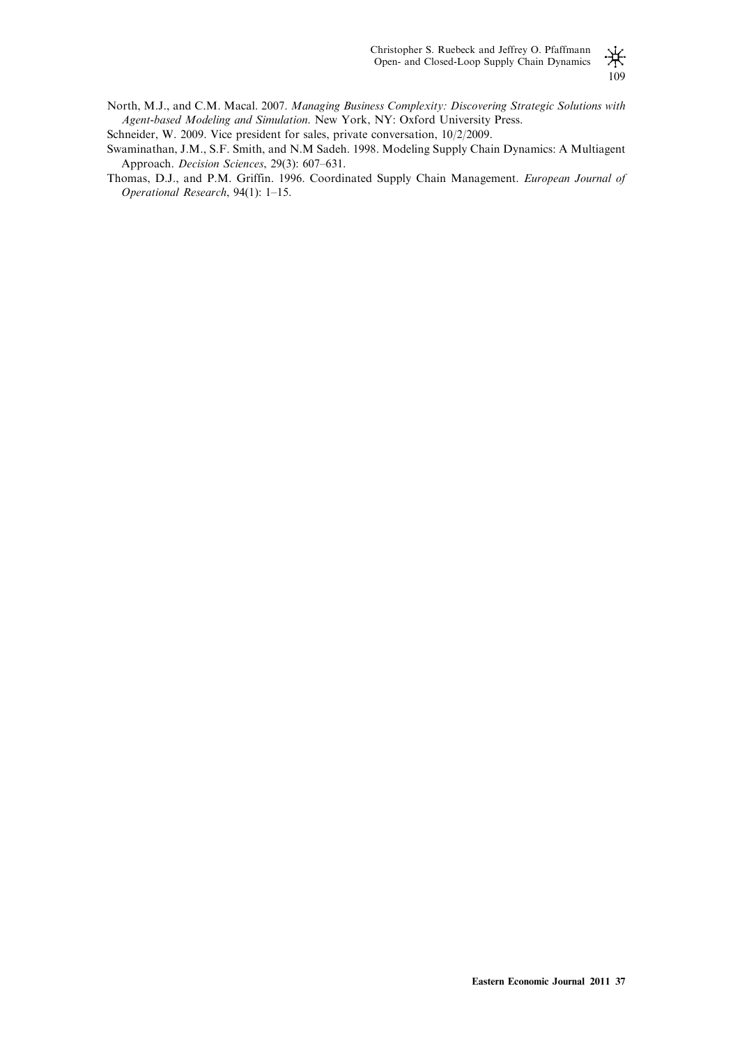North, M.J., and C.M. Macal. 2007. *Managing Business Complexity: Discovering Strategic Solutions with Agent-based Modeling and Simulation*. New York, NY: Oxford University Press.

Schneider, W. 2009. Vice president for sales, private conversation, 10/2/2009.

Swaminathan, J.M., S.F. Smith, and N.M Sadeh. 1998. Modeling Supply Chain Dynamics: A Multiagent Approach. *Decision Sciences*, 29(3): 607–631.

Thomas, D.J., and P.M. Griffin. 1996. Coordinated Supply Chain Management. *European Journal of Operational Research*, 94(1): 1–15.